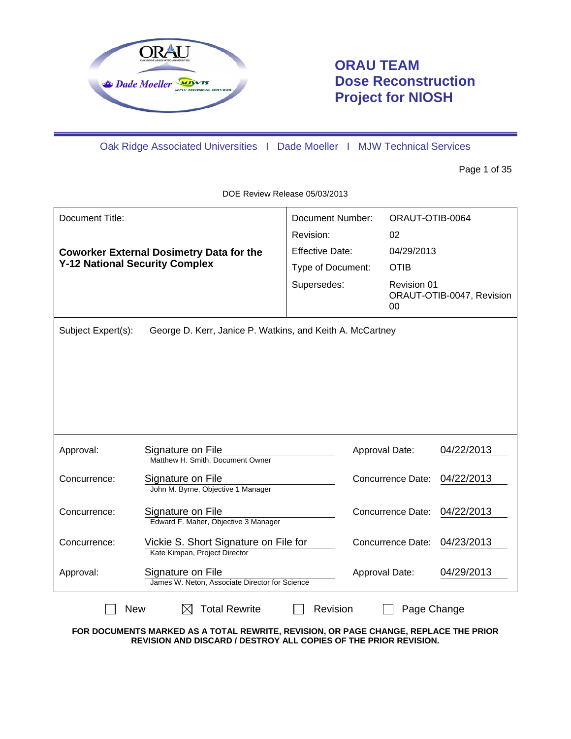# ORAU TEAM
# Dose Reconstruction Project for NIOSH

Oak Ridge Associated Universities I Dade Moeller I MJW Technical Services

DOE Review Release 05/03/2013

| Document Title: | Document Number: | ORAUT-OTIB-0064 |
|---|---|---|
| **Coworker External Dosimetry Data for the Y-12 National Security Complex** | Revision: | 02 |
| | Effective Date: | 04/29/2013 |
| | Type of Document: | OTIB |
| | Supersedes: | Revision 01 ORAUT-OTIB-0047, Revision 00 |

Subject Expert(s): George D. Kerr, Janice P. Watkins, and Keith A. McCartney

| | | | |
|---|---|---|---|
| Approval: | Signature on File<br>Matthew H. Smith, Document Owner | Approval Date: | 04/22/2013 |
| Concurrence: | Signature on File<br>John M. Byrne, Objective 1 Manager | Concurrence Date: | 04/22/2013 |
| Concurrence: | Signature on File<br>Edward F. Maher, Objective 3 Manager | Concurrence Date: | 04/22/2013 |
| Concurrence: | Vickie S. Short Signature on File for<br>Kate Kimpan, Project Director | Concurrence Date: | 04/23/2013 |
| Approval: | Signature on File<br>James W. Neton, Associate Director for Science | Approval Date: | 04/29/2013 |

☐ New ☒ Total Rewrite ☐ Revision ☐ Page Change

**FOR DOCUMENTS MARKED AS A TOTAL REWRITE, REVISION, OR PAGE CHANGE, REPLACE THE PRIOR REVISION AND DISCARD / DESTROY ALL COPIES OF THE PRIOR REVISION.**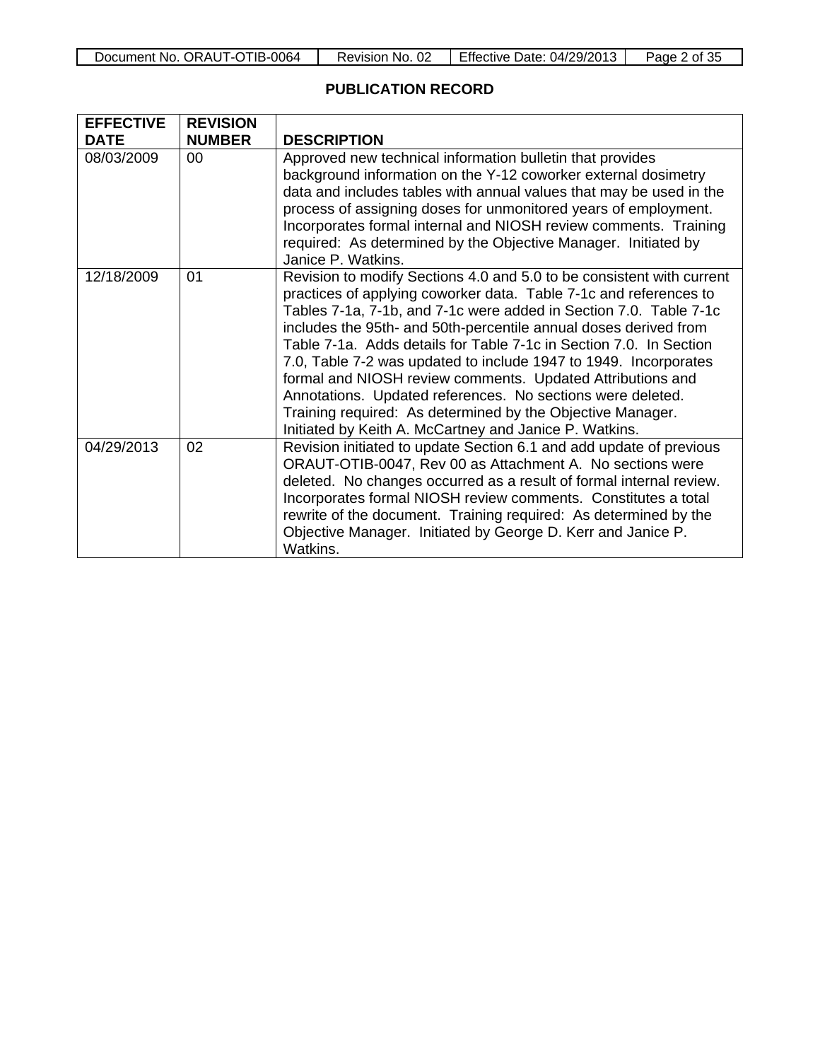## PUBLICATION RECORD

| EFFECTIVE DATE | REVISION NUMBER | DESCRIPTION |
| --- | --- | --- |
| 08/03/2009 | 00 | Approved new technical information bulletin that provides background information on the Y-12 coworker external dosimetry data and includes tables with annual values that may be used in the process of assigning doses for unmonitored years of employment. Incorporates formal internal and NIOSH review comments. Training required: As determined by the Objective Manager. Initiated by Janice P. Watkins. |
| 12/18/2009 | 01 | Revision to modify Sections 4.0 and 5.0 to be consistent with current practices of applying coworker data. Table 7-1c and references to Tables 7-1a, 7-1b, and 7-1c were added in Section 7.0. Table 7-1c includes the 95th- and 50th-percentile annual doses derived from Table 7-1a. Adds details for Table 7-1c in Section 7.0. In Section 7.0, Table 7-2 was updated to include 1947 to 1949. Incorporates formal and NIOSH review comments. Updated Attributions and Annotations. Updated references. No sections were deleted. Training required: As determined by the Objective Manager. Initiated by Keith A. McCartney and Janice P. Watkins. |
| 04/29/2013 | 02 | Revision initiated to update Section 6.1 and add update of previous ORAUT-OTIB-0047, Rev 00 as Attachment A. No sections were deleted. No changes occurred as a result of formal internal review. Incorporates formal NIOSH review comments. Constitutes a total rewrite of the document. Training required: As determined by the Objective Manager. Initiated by George D. Kerr and Janice P. Watkins. |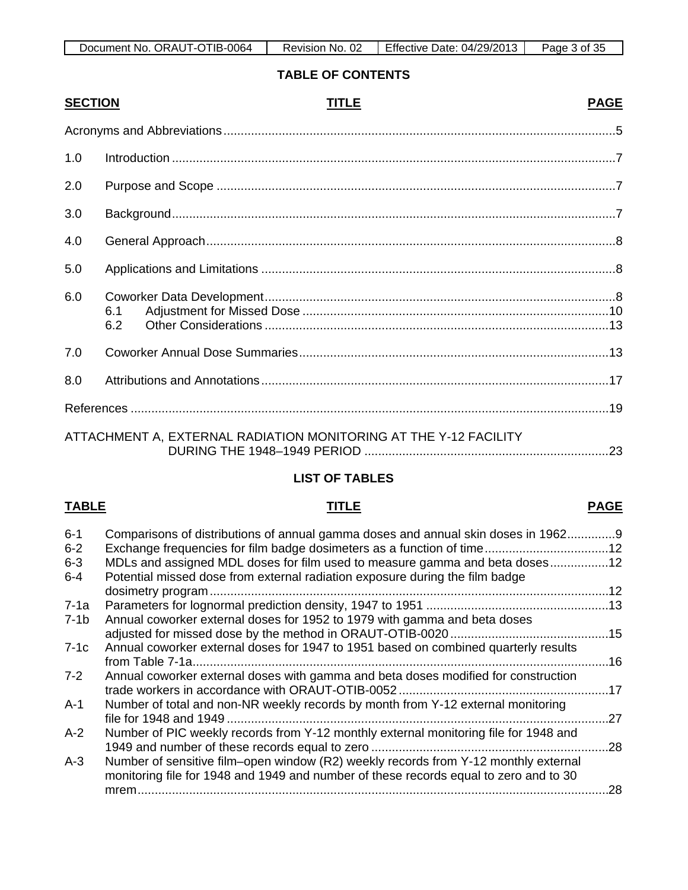## TABLE OF CONTENTS

| SECTION | TITLE | PAGE |
|---|---|---|
| | Acronyms and Abbreviations | 5 |
| 1.0 | Introduction | 7 |
| 2.0 | Purpose and Scope | 7 |
| 3.0 | Background | 7 |
| 4.0 | General Approach | 8 |
| 5.0 | Applications and Limitations | 8 |
| 6.0 | Coworker Data Development | 8 |
| | 6.1 Adjustment for Missed Dose | 10 |
| | 6.2 Other Considerations | 13 |
| 7.0 | Coworker Annual Dose Summaries | 13 |
| 8.0 | Attributions and Annotations | 17 |
| | References | 19 |
| | ATTACHMENT A, EXTERNAL RADIATION MONITORING AT THE Y-12 FACILITY DURING THE 1948–1949 PERIOD | 23 |

## LIST OF TABLES

| TABLE | TITLE | PAGE |
|---|---|---|
| 6-1 | Comparisons of distributions of annual gamma doses and annual skin doses in 1962 | 9 |
| 6-2 | Exchange frequencies for film badge dosimeters as a function of time | 12 |
| 6-3 | MDLs and assigned MDL doses for film used to measure gamma and beta doses | 12 |
| 6-4 | Potential missed dose from external radiation exposure during the film badge dosimetry program | 12 |
| 7-1a | Parameters for lognormal prediction density, 1947 to 1951 | 13 |
| 7-1b | Annual coworker external doses for 1952 to 1979 with gamma and beta doses adjusted for missed dose by the method in ORAUT-OTIB-0020 | 15 |
| 7-1c | Annual coworker external doses for 1947 to 1951 based on combined quarterly results from Table 7-1a | 16 |
| 7-2 | Annual coworker external doses with gamma and beta doses modified for construction trade workers in accordance with ORAUT-OTIB-0052 | 17 |
| A-1 | Number of total and non-NR weekly records by month from Y-12 external monitoring file for 1948 and 1949 | 27 |
| A-2 | Number of PIC weekly records from Y-12 monthly external monitoring file for 1948 and 1949 and number of these records equal to zero | 28 |
| A-3 | Number of sensitive film–open window (R2) weekly records from Y-12 monthly external monitoring file for 1948 and 1949 and number of these records equal to zero and to 30 mrem | 28 |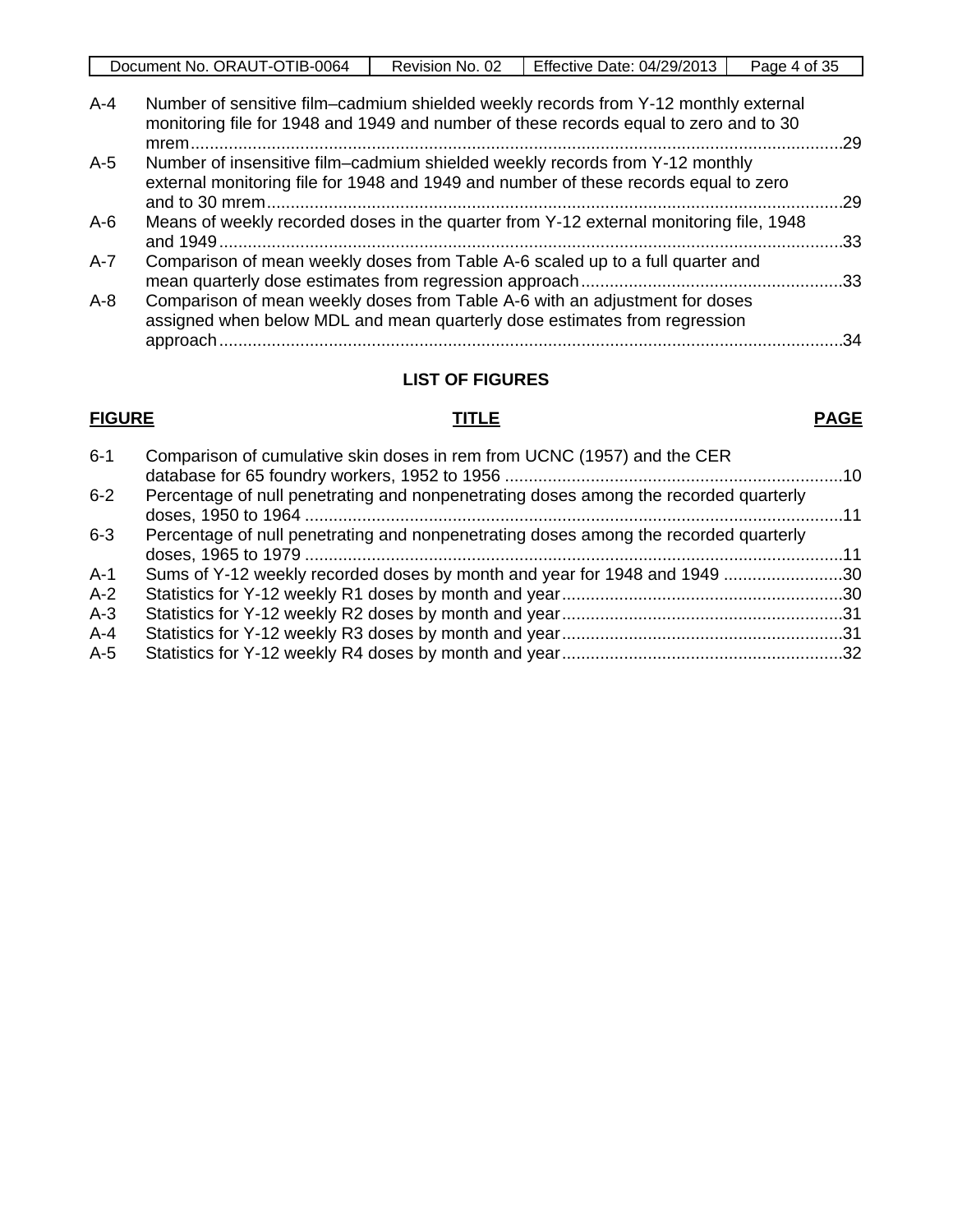| | | |
|---|---|---|
| A-4 | Number of sensitive film–cadmium shielded weekly records from Y-12 monthly external monitoring file for 1948 and 1949 and number of these records equal to zero and to 30 mrem | 29 |
| A-5 | Number of insensitive film–cadmium shielded weekly records from Y-12 monthly external monitoring file for 1948 and 1949 and number of these records equal to zero and to 30 mrem | 29 |
| A-6 | Means of weekly recorded doses in the quarter from Y-12 external monitoring file, 1948 and 1949 | 33 |
| A-7 | Comparison of mean weekly doses from Table A-6 scaled up to a full quarter and mean quarterly dose estimates from regression approach | 33 |
| A-8 | Comparison of mean weekly doses from Table A-6 with an adjustment for doses assigned when below MDL and mean quarterly dose estimates from regression approach | 34 |

## LIST OF FIGURES

| FIGURE | TITLE | PAGE |
|---|---|---|
| 6-1 | Comparison of cumulative skin doses in rem from UCNC (1957) and the CER database for 65 foundry workers, 1952 to 1956 | 10 |
| 6-2 | Percentage of null penetrating and nonpenetrating doses among the recorded quarterly doses, 1950 to 1964 | 11 |
| 6-3 | Percentage of null penetrating and nonpenetrating doses among the recorded quarterly doses, 1965 to 1979 | 11 |
| A-1 | Sums of Y-12 weekly recorded doses by month and year for 1948 and 1949 | 30 |
| A-2 | Statistics for Y-12 weekly R1 doses by month and year | 30 |
| A-3 | Statistics for Y-12 weekly R2 doses by month and year | 31 |
| A-4 | Statistics for Y-12 weekly R3 doses by month and year | 31 |
| A-5 | Statistics for Y-12 weekly R4 doses by month and year | 32 |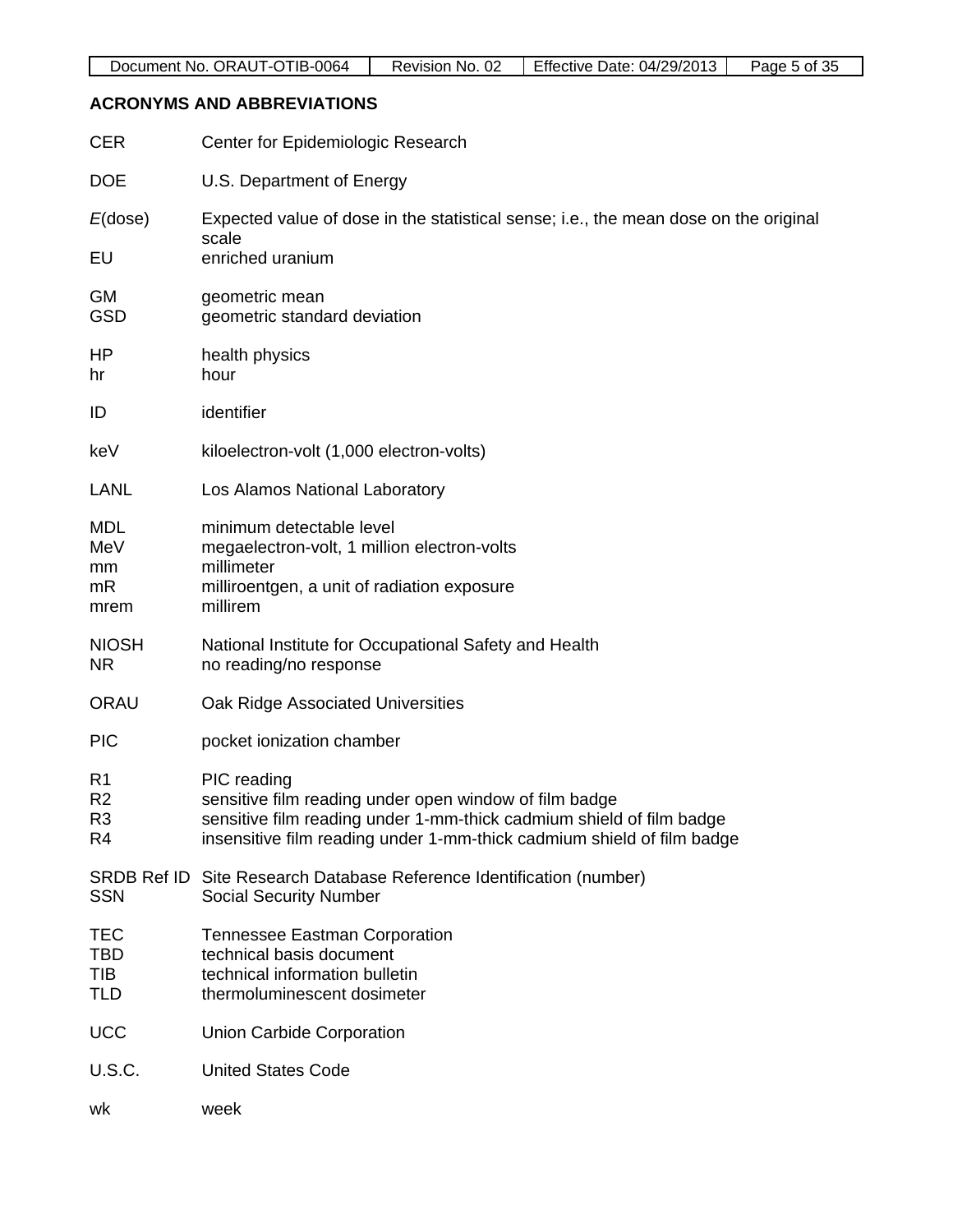## ACRONYMS AND ABBREVIATIONS

CER Center for Epidemiologic Research

DOE U.S. Department of Energy

*E*(dose) Expected value of dose in the statistical sense; i.e., the mean dose on the original scale

EU enriched uranium

GM geometric mean

GSD geometric standard deviation

HP health physics

hr hour

ID identifier

keV kiloelectron-volt (1,000 electron-volts)

LANL Los Alamos National Laboratory

MDL minimum detectable level

MeV megaelectron-volt, 1 million electron-volts

mm millimeter

mR milliroentgen, a unit of radiation exposure

mrem millirem

NIOSH National Institute for Occupational Safety and Health

NR no reading/no response

ORAU Oak Ridge Associated Universities

PIC pocket ionization chamber

R1 PIC reading

R2 sensitive film reading under open window of film badge

R3 sensitive film reading under 1-mm-thick cadmium shield of film badge

R4 insensitive film reading under 1-mm-thick cadmium shield of film badge

SRDB Ref ID Site Research Database Reference Identification (number)

SSN Social Security Number

TEC Tennessee Eastman Corporation

TBD technical basis document

TIB technical information bulletin

TLD thermoluminescent dosimeter

UCC Union Carbide Corporation

U.S.C. United States Code

wk week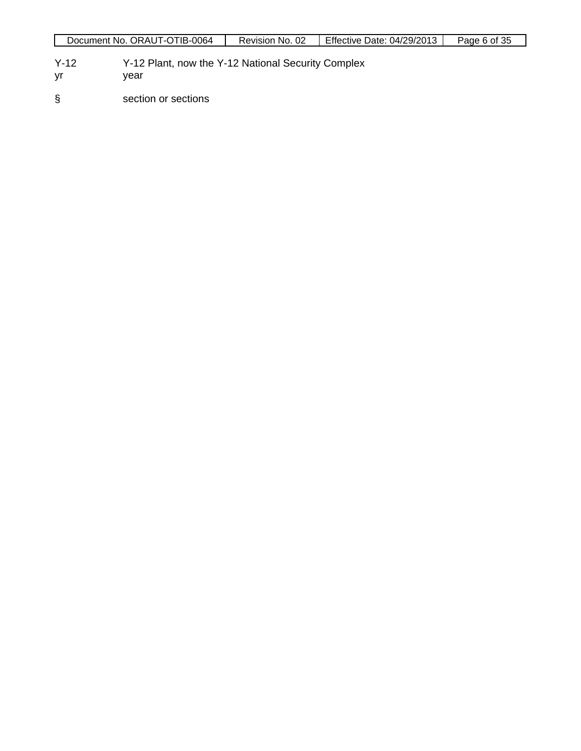Y-12 Y-12 Plant, now the Y-12 National Security Complex
yr year

§ section or sections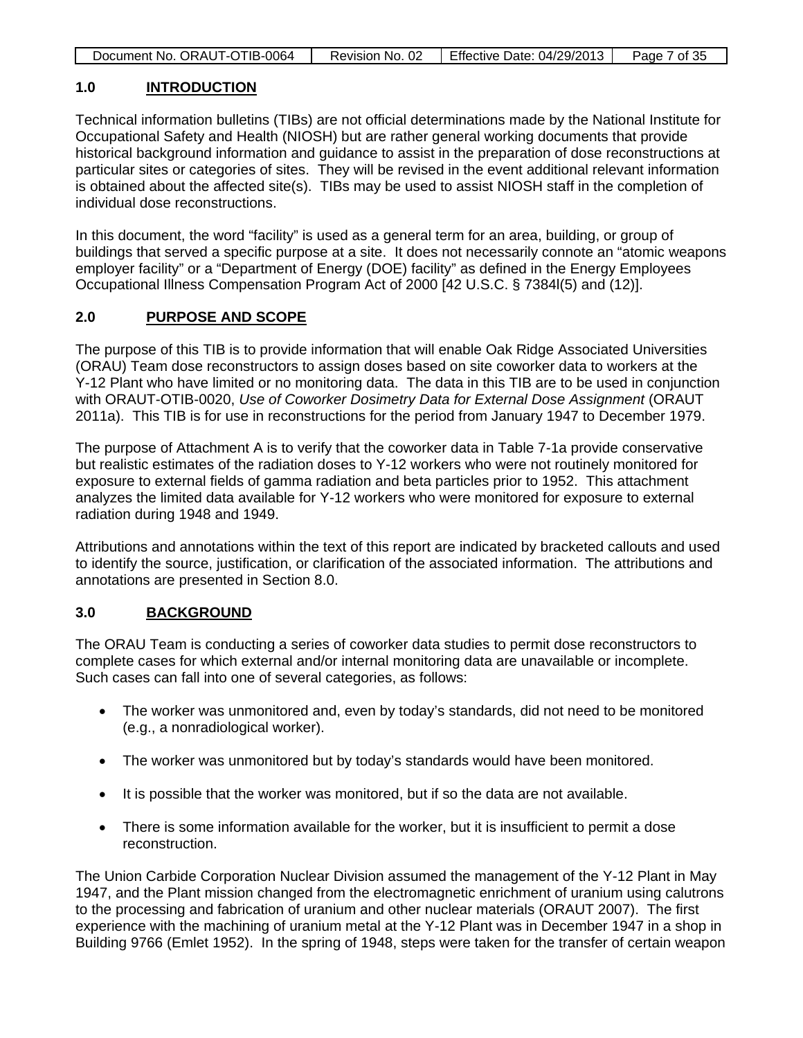## 1.0 INTRODUCTION

Technical information bulletins (TIBs) are not official determinations made by the National Institute for Occupational Safety and Health (NIOSH) but are rather general working documents that provide historical background information and guidance to assist in the preparation of dose reconstructions at particular sites or categories of sites. They will be revised in the event additional relevant information is obtained about the affected site(s). TIBs may be used to assist NIOSH staff in the completion of individual dose reconstructions.

In this document, the word "facility" is used as a general term for an area, building, or group of buildings that served a specific purpose at a site. It does not necessarily connote an "atomic weapons employer facility" or a "Department of Energy (DOE) facility" as defined in the Energy Employees Occupational Illness Compensation Program Act of 2000 [42 U.S.C. § 7384l(5) and (12)].

## 2.0 PURPOSE AND SCOPE

The purpose of this TIB is to provide information that will enable Oak Ridge Associated Universities (ORAU) Team dose reconstructors to assign doses based on site coworker data to workers at the Y-12 Plant who have limited or no monitoring data. The data in this TIB are to be used in conjunction with ORAUT-OTIB-0020, *Use of Coworker Dosimetry Data for External Dose Assignment* (ORAUT 2011a). This TIB is for use in reconstructions for the period from January 1947 to December 1979.

The purpose of Attachment A is to verify that the coworker data in Table 7-1a provide conservative but realistic estimates of the radiation doses to Y-12 workers who were not routinely monitored for exposure to external fields of gamma radiation and beta particles prior to 1952. This attachment analyzes the limited data available for Y-12 workers who were monitored for exposure to external radiation during 1948 and 1949.

Attributions and annotations within the text of this report are indicated by bracketed callouts and used to identify the source, justification, or clarification of the associated information. The attributions and annotations are presented in Section 8.0.

## 3.0 BACKGROUND

The ORAU Team is conducting a series of coworker data studies to permit dose reconstructors to complete cases for which external and/or internal monitoring data are unavailable or incomplete. Such cases can fall into one of several categories, as follows:

- The worker was unmonitored and, even by today's standards, did not need to be monitored (e.g., a nonradiological worker).
- The worker was unmonitored but by today's standards would have been monitored.
- It is possible that the worker was monitored, but if so the data are not available.
- There is some information available for the worker, but it is insufficient to permit a dose reconstruction.

The Union Carbide Corporation Nuclear Division assumed the management of the Y-12 Plant in May 1947, and the Plant mission changed from the electromagnetic enrichment of uranium using calutrons to the processing and fabrication of uranium and other nuclear materials (ORAUT 2007). The first experience with the machining of uranium metal at the Y-12 Plant was in December 1947 in a shop in Building 9766 (Emlet 1952). In the spring of 1948, steps were taken for the transfer of certain weapon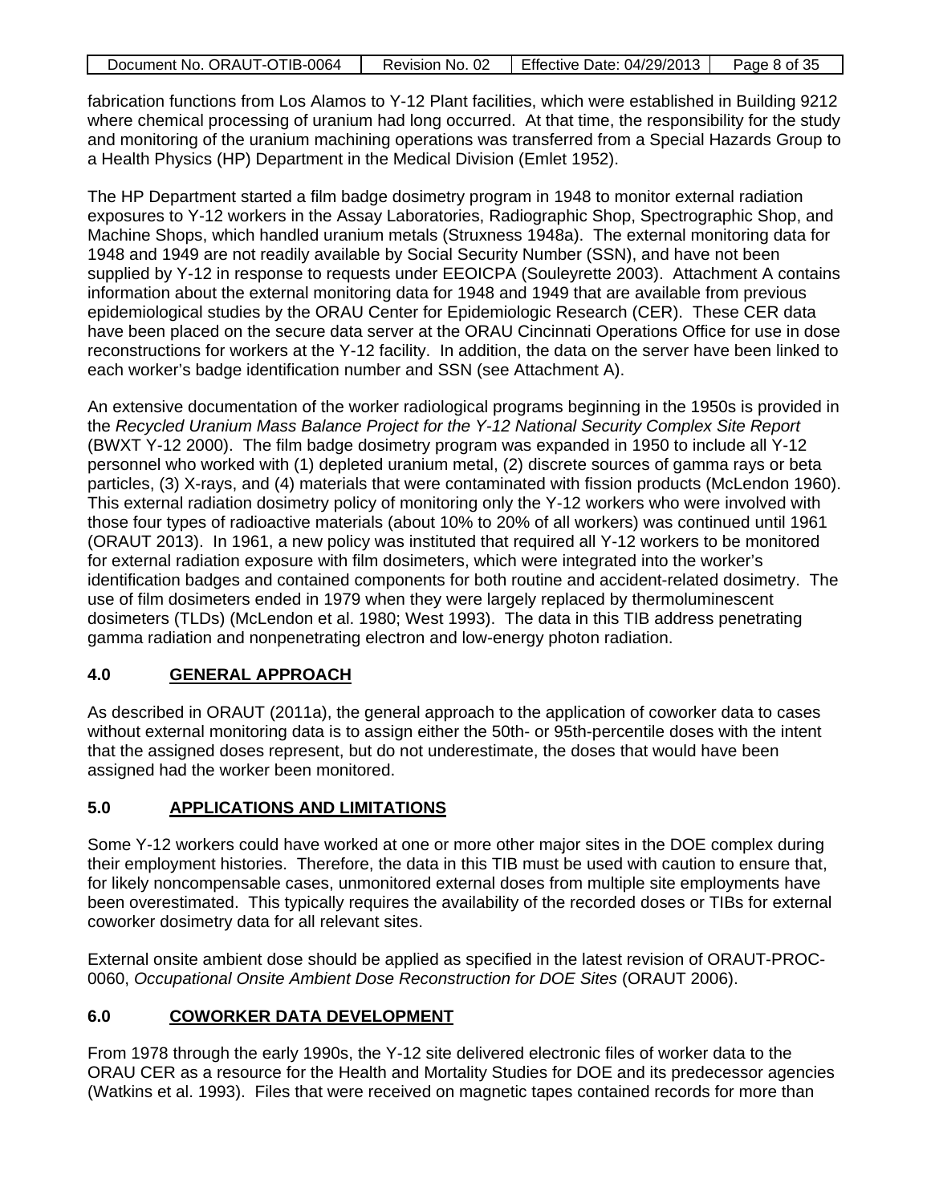fabrication functions from Los Alamos to Y-12 Plant facilities, which were established in Building 9212 where chemical processing of uranium had long occurred. At that time, the responsibility for the study and monitoring of the uranium machining operations was transferred from a Special Hazards Group to a Health Physics (HP) Department in the Medical Division (Emlet 1952).

The HP Department started a film badge dosimetry program in 1948 to monitor external radiation exposures to Y-12 workers in the Assay Laboratories, Radiographic Shop, Spectrographic Shop, and Machine Shops, which handled uranium metals (Struxness 1948a). The external monitoring data for 1948 and 1949 are not readily available by Social Security Number (SSN), and have not been supplied by Y-12 in response to requests under EEOICPA (Souleyrette 2003). Attachment A contains information about the external monitoring data for 1948 and 1949 that are available from previous epidemiological studies by the ORAU Center for Epidemiologic Research (CER). These CER data have been placed on the secure data server at the ORAU Cincinnati Operations Office for use in dose reconstructions for workers at the Y-12 facility. In addition, the data on the server have been linked to each worker's badge identification number and SSN (see Attachment A).

An extensive documentation of the worker radiological programs beginning in the 1950s is provided in the *Recycled Uranium Mass Balance Project for the Y-12 National Security Complex Site Report* (BWXT Y-12 2000). The film badge dosimetry program was expanded in 1950 to include all Y-12 personnel who worked with (1) depleted uranium metal, (2) discrete sources of gamma rays or beta particles, (3) X-rays, and (4) materials that were contaminated with fission products (McLendon 1960). This external radiation dosimetry policy of monitoring only the Y-12 workers who were involved with those four types of radioactive materials (about 10% to 20% of all workers) was continued until 1961 (ORAUT 2013). In 1961, a new policy was instituted that required all Y-12 workers to be monitored for external radiation exposure with film dosimeters, which were integrated into the worker's identification badges and contained components for both routine and accident-related dosimetry. The use of film dosimeters ended in 1979 when they were largely replaced by thermoluminescent dosimeters (TLDs) (McLendon et al. 1980; West 1993). The data in this TIB address penetrating gamma radiation and nonpenetrating electron and low-energy photon radiation.

## 4.0 GENERAL APPROACH

As described in ORAUT (2011a), the general approach to the application of coworker data to cases without external monitoring data is to assign either the 50th- or 95th-percentile doses with the intent that the assigned doses represent, but do not underestimate, the doses that would have been assigned had the worker been monitored.

## 5.0 APPLICATIONS AND LIMITATIONS

Some Y-12 workers could have worked at one or more other major sites in the DOE complex during their employment histories. Therefore, the data in this TIB must be used with caution to ensure that, for likely noncompensable cases, unmonitored external doses from multiple site employments have been overestimated. This typically requires the availability of the recorded doses or TIBs for external coworker dosimetry data for all relevant sites.

External onsite ambient dose should be applied as specified in the latest revision of ORAUT-PROC-0060, *Occupational Onsite Ambient Dose Reconstruction for DOE Sites* (ORAUT 2006).

## 6.0 COWORKER DATA DEVELOPMENT

From 1978 through the early 1990s, the Y-12 site delivered electronic files of worker data to the ORAU CER as a resource for the Health and Mortality Studies for DOE and its predecessor agencies (Watkins et al. 1993). Files that were received on magnetic tapes contained records for more than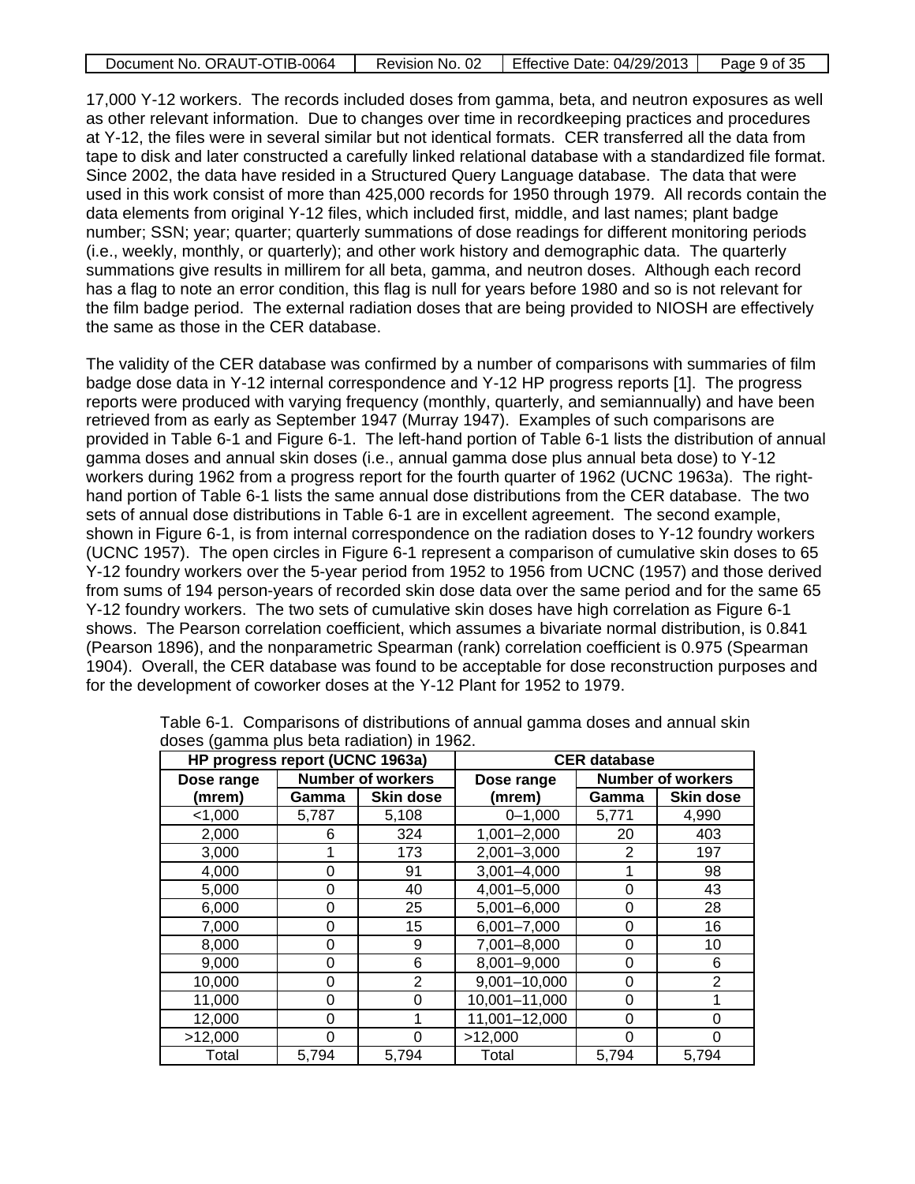17,000 Y-12 workers. The records included doses from gamma, beta, and neutron exposures as well as other relevant information. Due to changes over time in recordkeeping practices and procedures at Y-12, the files were in several similar but not identical formats. CER transferred all the data from tape to disk and later constructed a carefully linked relational database with a standardized file format. Since 2002, the data have resided in a Structured Query Language database. The data that were used in this work consist of more than 425,000 records for 1950 through 1979. All records contain the data elements from original Y-12 files, which included first, middle, and last names; plant badge number; SSN; year; quarter; quarterly summations of dose readings for different monitoring periods (i.e., weekly, monthly, or quarterly); and other work history and demographic data. The quarterly summations give results in millirem for all beta, gamma, and neutron doses. Although each record has a flag to note an error condition, this flag is null for years before 1980 and so is not relevant for the film badge period. The external radiation doses that are being provided to NIOSH are effectively the same as those in the CER database.

The validity of the CER database was confirmed by a number of comparisons with summaries of film badge dose data in Y-12 internal correspondence and Y-12 HP progress reports [1]. The progress reports were produced with varying frequency (monthly, quarterly, and semiannually) and have been retrieved from as early as September 1947 (Murray 1947). Examples of such comparisons are provided in Table 6-1 and Figure 6-1. The left-hand portion of Table 6-1 lists the distribution of annual gamma doses and annual skin doses (i.e., annual gamma dose plus annual beta dose) to Y-12 workers during 1962 from a progress report for the fourth quarter of 1962 (UCNC 1963a). The right-hand portion of Table 6-1 lists the same annual dose distributions from the CER database. The two sets of annual dose distributions in Table 6-1 are in excellent agreement. The second example, shown in Figure 6-1, is from internal correspondence on the radiation doses to Y-12 foundry workers (UCNC 1957). The open circles in Figure 6-1 represent a comparison of cumulative skin doses to 65 Y-12 foundry workers over the 5-year period from 1952 to 1956 from UCNC (1957) and those derived from sums of 194 person-years of recorded skin dose data over the same period and for the same 65 Y-12 foundry workers. The two sets of cumulative skin doses have high correlation as Figure 6-1 shows. The Pearson correlation coefficient, which assumes a bivariate normal distribution, is 0.841 (Pearson 1896), and the nonparametric Spearman (rank) correlation coefficient is 0.975 (Spearman 1904). Overall, the CER database was found to be acceptable for dose reconstruction purposes and for the development of coworker doses at the Y-12 Plant for 1952 to 1979.

Table 6-1. Comparisons of distributions of annual gamma doses and annual skin doses (gamma plus beta radiation) in 1962.

| HP progress report (UCNC 1963a) | | | CER database | | |
|---|---|---|---|---|---|
| Dose range | Number of workers | | Dose range | Number of workers | |
| (mrem) | Gamma | Skin dose | (mrem) | Gamma | Skin dose |
| <1,000 | 5,787 | 5,108 | 0–1,000 | 5,771 | 4,990 |
| 2,000 | 6 | 324 | 1,001–2,000 | 20 | 403 |
| 3,000 | 1 | 173 | 2,001–3,000 | 2 | 197 |
| 4,000 | 0 | 91 | 3,001–4,000 | 1 | 98 |
| 5,000 | 0 | 40 | 4,001–5,000 | 0 | 43 |
| 6,000 | 0 | 25 | 5,001–6,000 | 0 | 28 |
| 7,000 | 0 | 15 | 6,001–7,000 | 0 | 16 |
| 8,000 | 0 | 9 | 7,001–8,000 | 0 | 10 |
| 9,000 | 0 | 6 | 8,001–9,000 | 0 | 6 |
| 10,000 | 0 | 2 | 9,001–10,000 | 0 | 2 |
| 11,000 | 0 | 0 | 10,001–11,000 | 0 | 1 |
| 12,000 | 0 | 1 | 11,001–12,000 | 0 | 0 |
| >12,000 | 0 | 0 | >12,000 | 0 | 0 |
| Total | 5,794 | 5,794 | Total | 5,794 | 5,794 |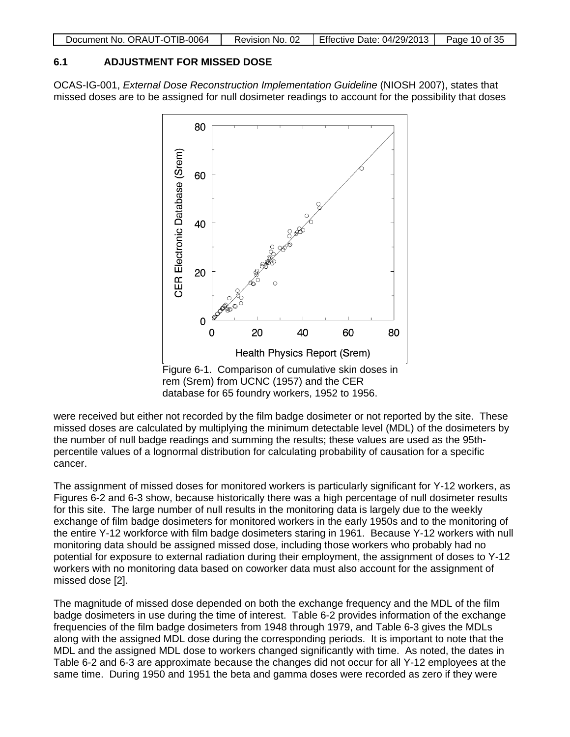### 6.1 ADJUSTMENT FOR MISSED DOSE

OCAS-IG-001, *External Dose Reconstruction Implementation Guideline* (NIOSH 2007), states that missed doses are to be assigned for null dosimeter readings to account for the possibility that doses were received but either not recorded by the film badge dosimeter or not reported by the site. These missed doses are calculated by multiplying the minimum detectable level (MDL) of the dosimeters by the number of null badge readings and summing the results; these values are used as the 95th-percentile values of a lognormal distribution for calculating probability of causation for a specific cancer.

Figure 6-1. Comparison of cumulative skin doses in rem (Srem) from UCNC (1957) and the CER database for 65 foundry workers, 1952 to 1956.

The assignment of missed doses for monitored workers is particularly significant for Y-12 workers, as Figures 6-2 and 6-3 show, because historically there was a high percentage of null dosimeter results for this site. The large number of null results in the monitoring data is largely due to the weekly exchange of film badge dosimeters for monitored workers in the early 1950s and to the monitoring of the entire Y-12 workforce with film badge dosimeters staring in 1961. Because Y-12 workers with null monitoring data should be assigned missed dose, including those workers who probably had no potential for exposure to external radiation during their employment, the assignment of doses to Y-12 workers with no monitoring data based on coworker data must also account for the assignment of missed dose [2].

The magnitude of missed dose depended on both the exchange frequency and the MDL of the film badge dosimeters in use during the time of interest. Table 6-2 provides information of the exchange frequencies of the film badge dosimeters from 1948 through 1979, and Table 6-3 gives the MDLs along with the assigned MDL dose during the corresponding periods. It is important to note that the MDL and the assigned MDL dose to workers changed significantly with time. As noted, the dates in Table 6-2 and 6-3 are approximate because the changes did not occur for all Y-12 employees at the same time. During 1950 and 1951 the beta and gamma doses were recorded as zero if they were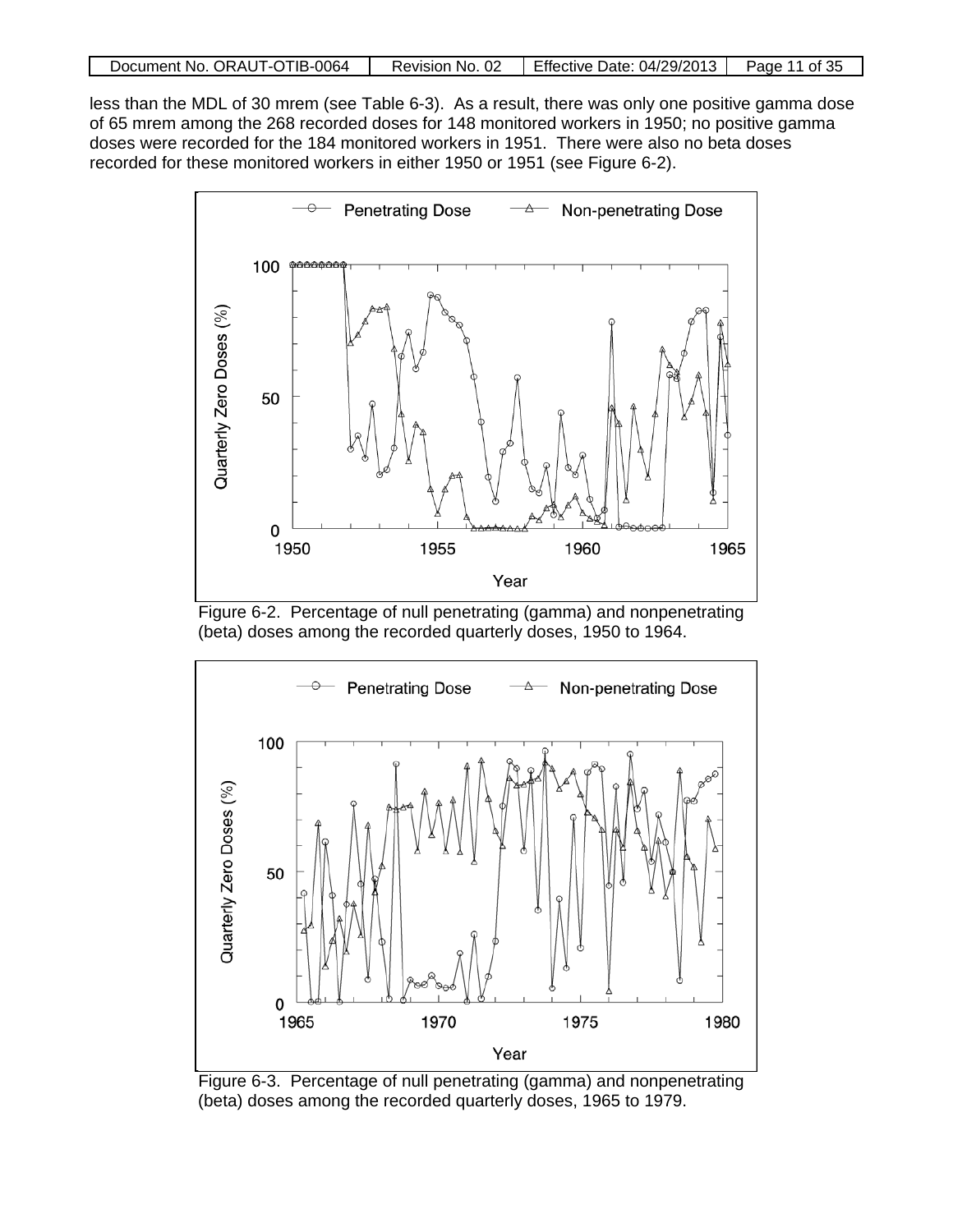less than the MDL of 30 mrem (see Table 6-3). As a result, there was only one positive gamma dose of 65 mrem among the 268 recorded doses for 148 monitored workers in 1950; no positive gamma doses were recorded for the 184 monitored workers in 1951. There were also no beta doses recorded for these monitored workers in either 1950 or 1951 (see Figure 6-2).

Figure 6-2. Percentage of null penetrating (gamma) and nonpenetrating (beta) doses among the recorded quarterly doses, 1950 to 1964.

Figure 6-3. Percentage of null penetrating (gamma) and nonpenetrating (beta) doses among the recorded quarterly doses, 1965 to 1979.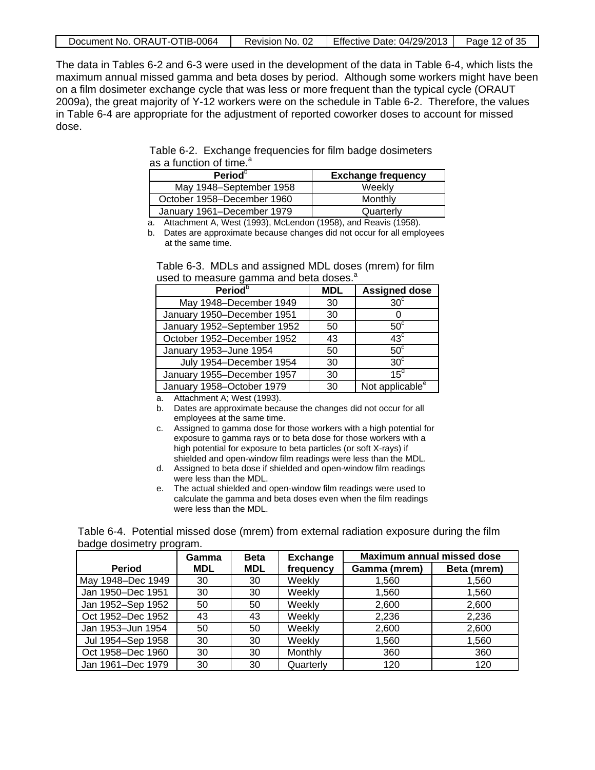The data in Tables 6-2 and 6-3 were used in the development of the data in Table 6-4, which lists the maximum annual missed gamma and beta doses by period. Although some workers might have been on a film dosimeter exchange cycle that was less or more frequent than the typical cycle (ORAUT 2009a), the great majority of Y-12 workers were on the schedule in Table 6-2. Therefore, the values in Table 6-4 are appropriate for the adjustment of reported coworker doses to account for missed dose.

Table 6-2. Exchange frequencies for film badge dosimeters as a function of time.[a]

| Period[b] | Exchange frequency |
|---|---|
| May 1948–September 1958 | Weekly |
| October 1958–December 1960 | Monthly |
| January 1961–December 1979 | Quarterly |

a. Attachment A, West (1993), McLendon (1958), and Reavis (1958).
b. Dates are approximate because changes did not occur for all employees at the same time.

Table 6-3. MDLs and assigned MDL doses (mrem) for film used to measure gamma and beta doses.[a]

| Period[b] | MDL | Assigned dose |
|---|---|---|
| May 1948–December 1949 | 30 | 30[c] |
| January 1950–December 1951 | 30 | 0 |
| January 1952–September 1952 | 50 | 50[c] |
| October 1952–December 1952 | 43 | 43[c] |
| January 1953–June 1954 | 50 | 50[c] |
| July 1954–December 1954 | 30 | 30[c] |
| January 1955–December 1957 | 30 | 15[d] |
| January 1958–October 1979 | 30 | Not applicable[e] |

a. Attachment A; West (1993).
b. Dates are approximate because the changes did not occur for all employees at the same time.
c. Assigned to gamma dose for those workers with a high potential for exposure to gamma rays or to beta dose for those workers with a high potential for exposure to beta particles (or soft X-rays) if shielded and open-window film readings were less than the MDL.
d. Assigned to beta dose if shielded and open-window film readings were less than the MDL.
e. The actual shielded and open-window film readings were used to calculate the gamma and beta doses even when the film readings were less than the MDL.

Table 6-4. Potential missed dose (mrem) from external radiation exposure during the film badge dosimetry program.

| Period | Gamma MDL | Beta MDL | Exchange frequency | Maximum annual missed dose | |
|---|---|---|---|---|---|
| | | | | Gamma (mrem) | Beta (mrem) |
| May 1948–Dec 1949 | 30 | 30 | Weekly | 1,560 | 1,560 |
| Jan 1950–Dec 1951 | 30 | 30 | Weekly | 1,560 | 1,560 |
| Jan 1952–Sep 1952 | 50 | 50 | Weekly | 2,600 | 2,600 |
| Oct 1952–Dec 1952 | 43 | 43 | Weekly | 2,236 | 2,236 |
| Jan 1953–Jun 1954 | 50 | 50 | Weekly | 2,600 | 2,600 |
| Jul 1954–Sep 1958 | 30 | 30 | Weekly | 1,560 | 1,560 |
| Oct 1958–Dec 1960 | 30 | 30 | Monthly | 360 | 360 |
| Jan 1961–Dec 1979 | 30 | 30 | Quarterly | 120 | 120 |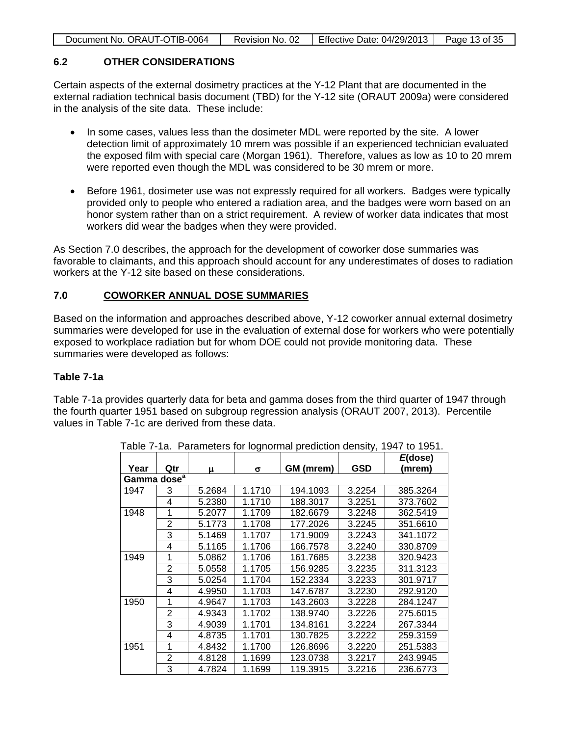## 6.2 OTHER CONSIDERATIONS

Certain aspects of the external dosimetry practices at the Y-12 Plant that are documented in the external radiation technical basis document (TBD) for the Y-12 site (ORAUT 2009a) were considered in the analysis of the site data. These include:

- In some cases, values less than the dosimeter MDL were reported by the site. A lower detection limit of approximately 10 mrem was possible if an experienced technician evaluated the exposed film with special care (Morgan 1961). Therefore, values as low as 10 to 20 mrem were reported even though the MDL was considered to be 30 mrem or more.
- Before 1961, dosimeter use was not expressly required for all workers. Badges were typically provided only to people who entered a radiation area, and the badges were worn based on an honor system rather than on a strict requirement. A review of worker data indicates that most workers did wear the badges when they were provided.

As Section 7.0 describes, the approach for the development of coworker dose summaries was favorable to claimants, and this approach should account for any underestimates of doses to radiation workers at the Y-12 site based on these considerations.

## 7.0 COWORKER ANNUAL DOSE SUMMARIES

Based on the information and approaches described above, Y-12 coworker annual external dosimetry summaries were developed for use in the evaluation of external dose for workers who were potentially exposed to workplace radiation but for whom DOE could not provide monitoring data. These summaries were developed as follows:

### Table 7-1a

Table 7-1a provides quarterly data for beta and gamma doses from the third quarter of 1947 through the fourth quarter 1951 based on subgroup regression analysis (ORAUT 2007, 2013). Percentile values in Table 7-1c are derived from these data.

Table 7-1a. Parameters for lognormal prediction density, 1947 to 1951.

| Year | Qtr | $\mu$ | $\sigma$ | GM (mrem) | GSD | *E*(dose) (mrem) |
|---|---|---|---|---|---|---|
| **Gamma dose**[a] | | | | | | |
| 1947 | 3 | 5.2684 | 1.1710 | 194.1093 | 3.2254 | 385.3264 |
| | 4 | 5.2380 | 1.1710 | 188.3017 | 3.2251 | 373.7602 |
| 1948 | 1 | 5.2077 | 1.1709 | 182.6679 | 3.2248 | 362.5419 |
| | 2 | 5.1773 | 1.1708 | 177.2026 | 3.2245 | 351.6610 |
| | 3 | 5.1469 | 1.1707 | 171.9009 | 3.2243 | 341.1072 |
| | 4 | 5.1165 | 1.1706 | 166.7578 | 3.2240 | 330.8709 |
| 1949 | 1 | 5.0862 | 1.1706 | 161.7685 | 3.2238 | 320.9423 |
| | 2 | 5.0558 | 1.1705 | 156.9285 | 3.2235 | 311.3123 |
| | 3 | 5.0254 | 1.1704 | 152.2334 | 3.2233 | 301.9717 |
| | 4 | 4.9950 | 1.1703 | 147.6787 | 3.2230 | 292.9120 |
| 1950 | 1 | 4.9647 | 1.1703 | 143.2603 | 3.2228 | 284.1247 |
| | 2 | 4.9343 | 1.1702 | 138.9740 | 3.2226 | 275.6015 |
| | 3 | 4.9039 | 1.1701 | 134.8161 | 3.2224 | 267.3344 |
| | 4 | 4.8735 | 1.1701 | 130.7825 | 3.2222 | 259.3159 |
| 1951 | 1 | 4.8432 | 1.1700 | 126.8696 | 3.2220 | 251.5383 |
| | 2 | 4.8128 | 1.1699 | 123.0738 | 3.2217 | 243.9945 |
| | 3 | 4.7824 | 1.1699 | 119.3915 | 3.2216 | 236.6773 |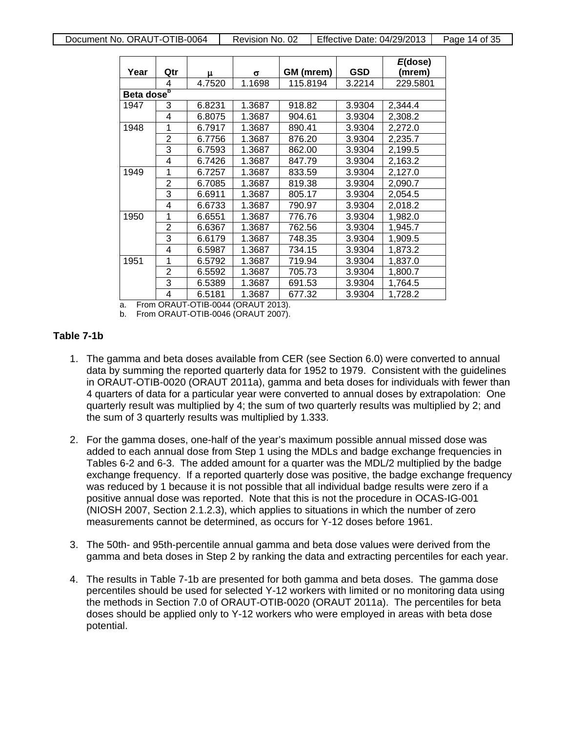| Year | Qtr | μ | σ | GM (mrem) | GSD | *E*(dose) (mrem) |
|---|---|---|---|---|---|---|
| | 4 | 4.7520 | 1.1698 | 115.8194 | 3.2214 | 229.5801 |
| **Beta dose**[b] | | | | | | |
| 1947 | 3 | 6.8231 | 1.3687 | 918.82 | 3.9304 | 2,344.4 |
| | 4 | 6.8075 | 1.3687 | 904.61 | 3.9304 | 2,308.2 |
| 1948 | 1 | 6.7917 | 1.3687 | 890.41 | 3.9304 | 2,272.0 |
| | 2 | 6.7756 | 1.3687 | 876.20 | 3.9304 | 2,235.7 |
| | 3 | 6.7593 | 1.3687 | 862.00 | 3.9304 | 2,199.5 |
| | 4 | 6.7426 | 1.3687 | 847.79 | 3.9304 | 2,163.2 |
| 1949 | 1 | 6.7257 | 1.3687 | 833.59 | 3.9304 | 2,127.0 |
| | 2 | 6.7085 | 1.3687 | 819.38 | 3.9304 | 2,090.7 |
| | 3 | 6.6911 | 1.3687 | 805.17 | 3.9304 | 2,054.5 |
| | 4 | 6.6733 | 1.3687 | 790.97 | 3.9304 | 2,018.2 |
| 1950 | 1 | 6.6551 | 1.3687 | 776.76 | 3.9304 | 1,982.0 |
| | 2 | 6.6367 | 1.3687 | 762.56 | 3.9304 | 1,945.7 |
| | 3 | 6.6179 | 1.3687 | 748.35 | 3.9304 | 1,909.5 |
| | 4 | 6.5987 | 1.3687 | 734.15 | 3.9304 | 1,873.2 |
| 1951 | 1 | 6.5792 | 1.3687 | 719.94 | 3.9304 | 1,837.0 |
| | 2 | 6.5592 | 1.3687 | 705.73 | 3.9304 | 1,800.7 |
| | 3 | 6.5389 | 1.3687 | 691.53 | 3.9304 | 1,764.5 |
| | 4 | 6.5181 | 1.3687 | 677.32 | 3.9304 | 1,728.2 |

a. From ORAUT-OTIB-0044 (ORAUT 2013).
b. From ORAUT-OTIB-0046 (ORAUT 2007).

**Table 7-1b**

1. The gamma and beta doses available from CER (see Section 6.0) were converted to annual data by summing the reported quarterly data for 1952 to 1979. Consistent with the guidelines in ORAUT-OTIB-0020 (ORAUT 2011a), gamma and beta doses for individuals with fewer than 4 quarters of data for a particular year were converted to annual doses by extrapolation: One quarterly result was multiplied by 4; the sum of two quarterly results was multiplied by 2; and the sum of 3 quarterly results was multiplied by 1.333.

2. For the gamma doses, one-half of the year's maximum possible annual missed dose was added to each annual dose from Step 1 using the MDLs and badge exchange frequencies in Tables 6-2 and 6-3. The added amount for a quarter was the MDL/2 multiplied by the badge exchange frequency. If a reported quarterly dose was positive, the badge exchange frequency was reduced by 1 because it is not possible that all individual badge results were zero if a positive annual dose was reported. Note that this is not the procedure in OCAS-IG-001 (NIOSH 2007, Section 2.1.2.3), which applies to situations in which the number of zero measurements cannot be determined, as occurs for Y-12 doses before 1961.

3. The 50th- and 95th-percentile annual gamma and beta dose values were derived from the gamma and beta doses in Step 2 by ranking the data and extracting percentiles for each year.

4. The results in Table 7-1b are presented for both gamma and beta doses. The gamma dose percentiles should be used for selected Y-12 workers with limited or no monitoring data using the methods in Section 7.0 of ORAUT-OTIB-0020 (ORAUT 2011a). The percentiles for beta doses should be applied only to Y-12 workers who were employed in areas with beta dose potential.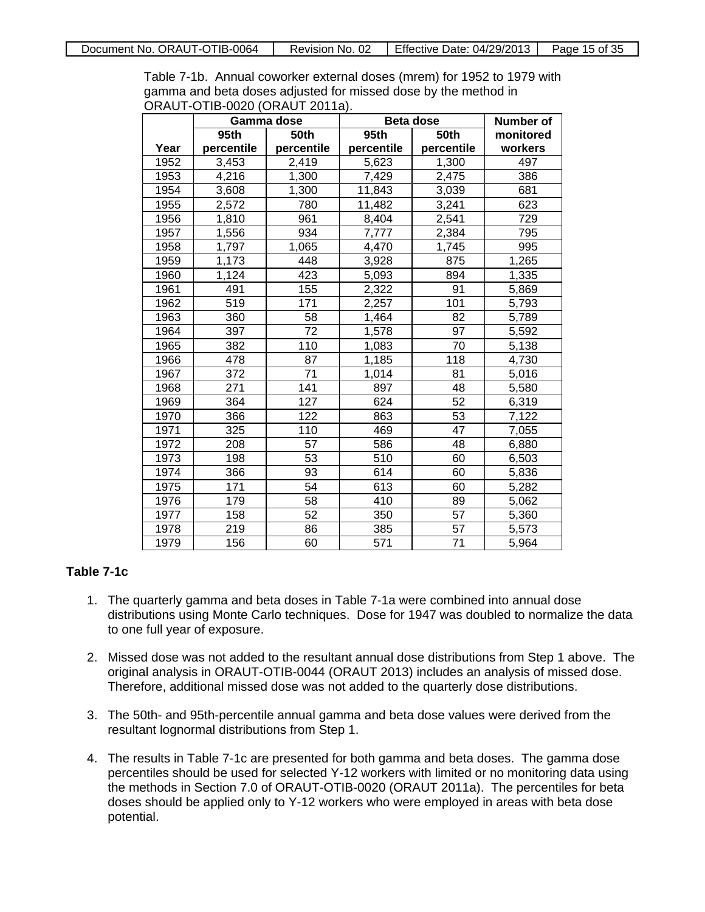Table 7-1b. Annual coworker external doses (mrem) for 1952 to 1979 with gamma and beta doses adjusted for missed dose by the method in ORAUT-OTIB-0020 (ORAUT 2011a).

| | Gamma dose | | Beta dose | | Number of |
|---|---|---|---|---|---|
| Year | 95th percentile | 50th percentile | 95th percentile | 50th percentile | monitored workers |
| 1952 | 3,453 | 2,419 | 5,623 | 1,300 | 497 |
| 1953 | 4,216 | 1,300 | 7,429 | 2,475 | 386 |
| 1954 | 3,608 | 1,300 | 11,843 | 3,039 | 681 |
| 1955 | 2,572 | 780 | 11,482 | 3,241 | 623 |
| 1956 | 1,810 | 961 | 8,404 | 2,541 | 729 |
| 1957 | 1,556 | 934 | 7,777 | 2,384 | 795 |
| 1958 | 1,797 | 1,065 | 4,470 | 1,745 | 995 |
| 1959 | 1,173 | 448 | 3,928 | 875 | 1,265 |
| 1960 | 1,124 | 423 | 5,093 | 894 | 1,335 |
| 1961 | 491 | 155 | 2,322 | 91 | 5,869 |
| 1962 | 519 | 171 | 2,257 | 101 | 5,793 |
| 1963 | 360 | 58 | 1,464 | 82 | 5,789 |
| 1964 | 397 | 72 | 1,578 | 97 | 5,592 |
| 1965 | 382 | 110 | 1,083 | 70 | 5,138 |
| 1966 | 478 | 87 | 1,185 | 118 | 4,730 |
| 1967 | 372 | 71 | 1,014 | 81 | 5,016 |
| 1968 | 271 | 141 | 897 | 48 | 5,580 |
| 1969 | 364 | 127 | 624 | 52 | 6,319 |
| 1970 | 366 | 122 | 863 | 53 | 7,122 |
| 1971 | 325 | 110 | 469 | 47 | 7,055 |
| 1972 | 208 | 57 | 586 | 48 | 6,880 |
| 1973 | 198 | 53 | 510 | 60 | 6,503 |
| 1974 | 366 | 93 | 614 | 60 | 5,836 |
| 1975 | 171 | 54 | 613 | 60 | 5,282 |
| 1976 | 179 | 58 | 410 | 89 | 5,062 |
| 1977 | 158 | 52 | 350 | 57 | 5,360 |
| 1978 | 219 | 86 | 385 | 57 | 5,573 |
| 1979 | 156 | 60 | 571 | 71 | 5,964 |

**Table 7-1c**

1. The quarterly gamma and beta doses in Table 7-1a were combined into annual dose distributions using Monte Carlo techniques. Dose for 1947 was doubled to normalize the data to one full year of exposure.

2. Missed dose was not added to the resultant annual dose distributions from Step 1 above. The original analysis in ORAUT-OTIB-0044 (ORAUT 2013) includes an analysis of missed dose. Therefore, additional missed dose was not added to the quarterly dose distributions.

3. The 50th- and 95th-percentile annual gamma and beta dose values were derived from the resultant lognormal distributions from Step 1.

4. The results in Table 7-1c are presented for both gamma and beta doses. The gamma dose percentiles should be used for selected Y-12 workers with limited or no monitoring data using the methods in Section 7.0 of ORAUT-OTIB-0020 (ORAUT 2011a). The percentiles for beta doses should be applied only to Y-12 workers who were employed in areas with beta dose potential.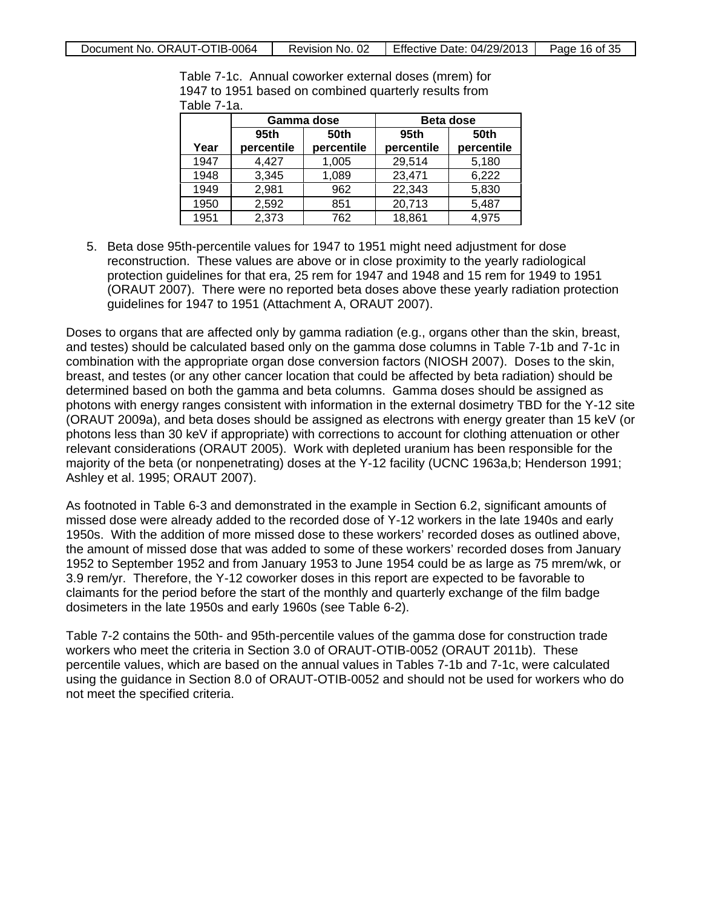Table 7-1c. Annual coworker external doses (mrem) for 1947 to 1951 based on combined quarterly results from Table 7-1a.

| | Gamma dose | | Beta dose | |
|---|---|---|---|---|
| Year | 95th percentile | 50th percentile | 95th percentile | 50th percentile |
| 1947 | 4,427 | 1,005 | 29,514 | 5,180 |
| 1948 | 3,345 | 1,089 | 23,471 | 6,222 |
| 1949 | 2,981 | 962 | 22,343 | 5,830 |
| 1950 | 2,592 | 851 | 20,713 | 5,487 |
| 1951 | 2,373 | 762 | 18,861 | 4,975 |

5. Beta dose 95th-percentile values for 1947 to 1951 might need adjustment for dose reconstruction. These values are above or in close proximity to the yearly radiological protection guidelines for that era, 25 rem for 1947 and 1948 and 15 rem for 1949 to 1951 (ORAUT 2007). There were no reported beta doses above these yearly radiation protection guidelines for 1947 to 1951 (Attachment A, ORAUT 2007).

Doses to organs that are affected only by gamma radiation (e.g., organs other than the skin, breast, and testes) should be calculated based only on the gamma dose columns in Table 7-1b and 7-1c in combination with the appropriate organ dose conversion factors (NIOSH 2007). Doses to the skin, breast, and testes (or any other cancer location that could be affected by beta radiation) should be determined based on both the gamma and beta columns. Gamma doses should be assigned as photons with energy ranges consistent with information in the external dosimetry TBD for the Y-12 site (ORAUT 2009a), and beta doses should be assigned as electrons with energy greater than 15 keV (or photons less than 30 keV if appropriate) with corrections to account for clothing attenuation or other relevant considerations (ORAUT 2005). Work with depleted uranium has been responsible for the majority of the beta (or nonpenetrating) doses at the Y-12 facility (UCNC 1963a,b; Henderson 1991; Ashley et al. 1995; ORAUT 2007).

As footnoted in Table 6-3 and demonstrated in the example in Section 6.2, significant amounts of missed dose were already added to the recorded dose of Y-12 workers in the late 1940s and early 1950s. With the addition of more missed dose to these workers' recorded doses as outlined above, the amount of missed dose that was added to some of these workers' recorded doses from January 1952 to September 1952 and from January 1953 to June 1954 could be as large as 75 mrem/wk, or 3.9 rem/yr. Therefore, the Y-12 coworker doses in this report are expected to be favorable to claimants for the period before the start of the monthly and quarterly exchange of the film badge dosimeters in the late 1950s and early 1960s (see Table 6-2).

Table 7-2 contains the 50th- and 95th-percentile values of the gamma dose for construction trade workers who meet the criteria in Section 3.0 of ORAUT-OTIB-0052 (ORAUT 2011b). These percentile values, which are based on the annual values in Tables 7-1b and 7-1c, were calculated using the guidance in Section 8.0 of ORAUT-OTIB-0052 and should not be used for workers who do not meet the specified criteria.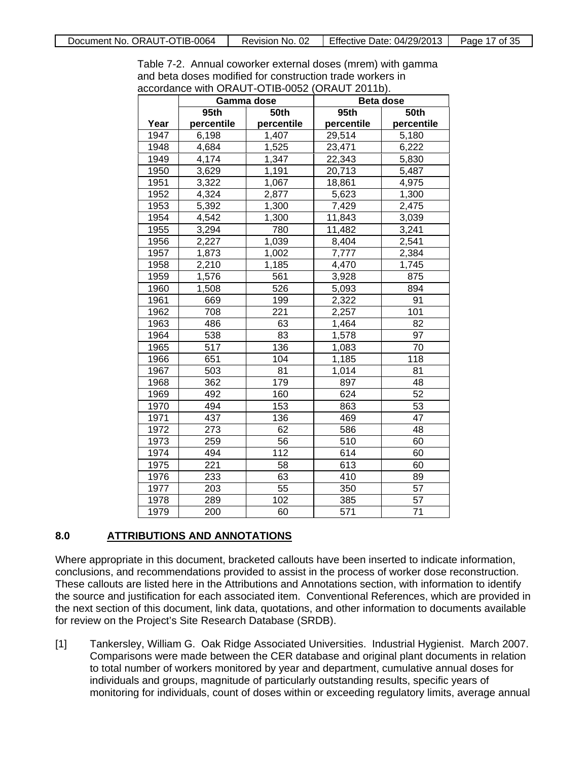Table 7-2. Annual coworker external doses (mrem) with gamma and beta doses modified for construction trade workers in accordance with ORAUT-OTIB-0052 (ORAUT 2011b).

| Year | Gamma dose | | Beta dose | |
|---|---|---|---|---|
| | 95th percentile | 50th percentile | 95th percentile | 50th percentile |
| 1947 | 6,198 | 1,407 | 29,514 | 5,180 |
| 1948 | 4,684 | 1,525 | 23,471 | 6,222 |
| 1949 | 4,174 | 1,347 | 22,343 | 5,830 |
| 1950 | 3,629 | 1,191 | 20,713 | 5,487 |
| 1951 | 3,322 | 1,067 | 18,861 | 4,975 |
| 1952 | 4,324 | 2,877 | 5,623 | 1,300 |
| 1953 | 5,392 | 1,300 | 7,429 | 2,475 |
| 1954 | 4,542 | 1,300 | 11,843 | 3,039 |
| 1955 | 3,294 | 780 | 11,482 | 3,241 |
| 1956 | 2,227 | 1,039 | 8,404 | 2,541 |
| 1957 | 1,873 | 1,002 | 7,777 | 2,384 |
| 1958 | 2,210 | 1,185 | 4,470 | 1,745 |
| 1959 | 1,576 | 561 | 3,928 | 875 |
| 1960 | 1,508 | 526 | 5,093 | 894 |
| 1961 | 669 | 199 | 2,322 | 91 |
| 1962 | 708 | 221 | 2,257 | 101 |
| 1963 | 486 | 63 | 1,464 | 82 |
| 1964 | 538 | 83 | 1,578 | 97 |
| 1965 | 517 | 136 | 1,083 | 70 |
| 1966 | 651 | 104 | 1,185 | 118 |
| 1967 | 503 | 81 | 1,014 | 81 |
| 1968 | 362 | 179 | 897 | 48 |
| 1969 | 492 | 160 | 624 | 52 |
| 1970 | 494 | 153 | 863 | 53 |
| 1971 | 437 | 136 | 469 | 47 |
| 1972 | 273 | 62 | 586 | 48 |
| 1973 | 259 | 56 | 510 | 60 |
| 1974 | 494 | 112 | 614 | 60 |
| 1975 | 221 | 58 | 613 | 60 |
| 1976 | 233 | 63 | 410 | 89 |
| 1977 | 203 | 55 | 350 | 57 |
| 1978 | 289 | 102 | 385 | 57 |
| 1979 | 200 | 60 | 571 | 71 |

## 8.0 ATTRIBUTIONS AND ANNOTATIONS

Where appropriate in this document, bracketed callouts have been inserted to indicate information, conclusions, and recommendations provided to assist in the process of worker dose reconstruction. These callouts are listed here in the Attributions and Annotations section, with information to identify the source and justification for each associated item. Conventional References, which are provided in the next section of this document, link data, quotations, and other information to documents available for review on the Project's Site Research Database (SRDB).

[1] Tankersley, William G. Oak Ridge Associated Universities. Industrial Hygienist. March 2007. Comparisons were made between the CER database and original plant documents in relation to total number of workers monitored by year and department, cumulative annual doses for individuals and groups, magnitude of particularly outstanding results, specific years of monitoring for individuals, count of doses within or exceeding regulatory limits, average annual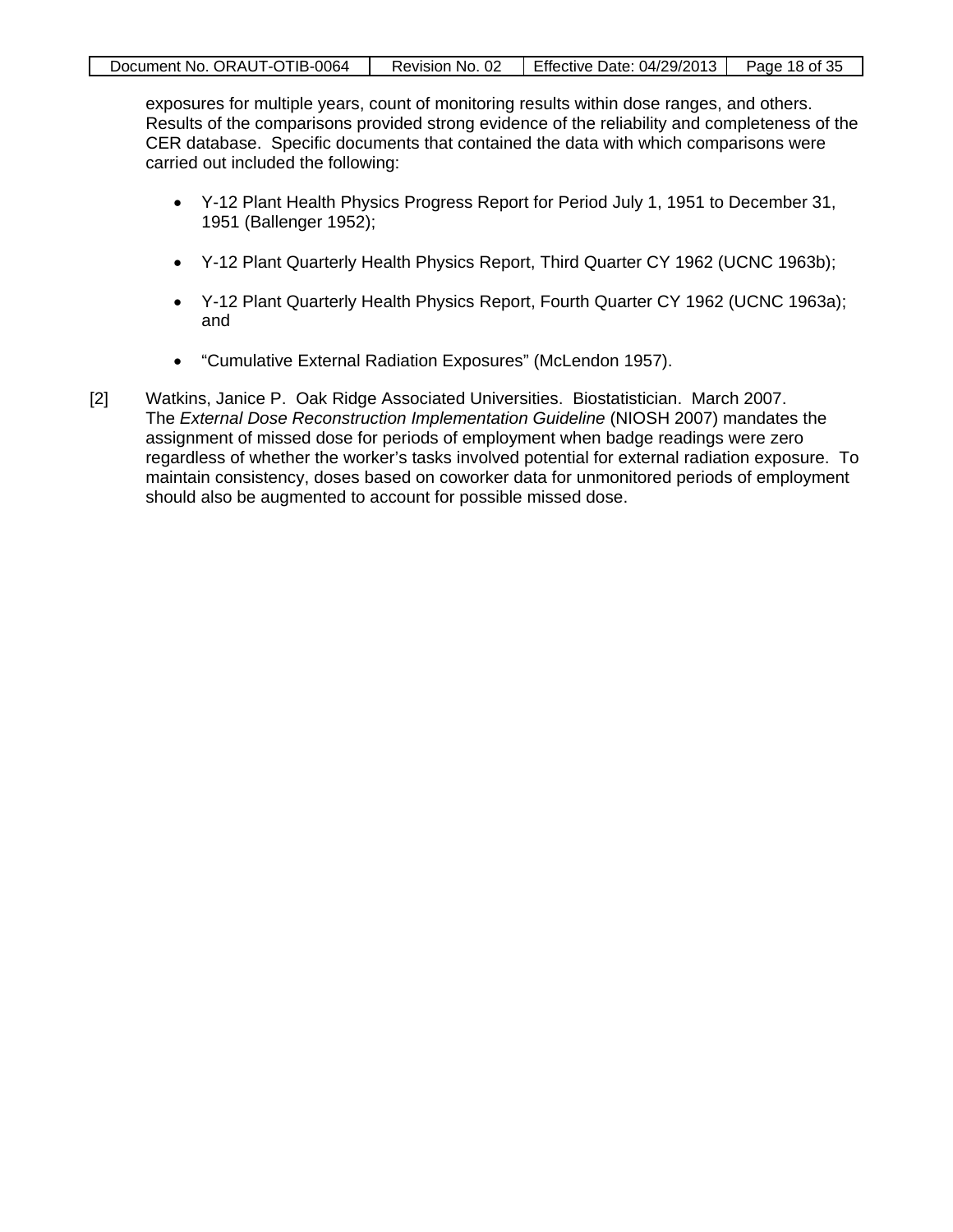exposures for multiple years, count of monitoring results within dose ranges, and others. Results of the comparisons provided strong evidence of the reliability and completeness of the CER database. Specific documents that contained the data with which comparisons were carried out included the following:

- Y-12 Plant Health Physics Progress Report for Period July 1, 1951 to December 31, 1951 (Ballenger 1952);
- Y-12 Plant Quarterly Health Physics Report, Third Quarter CY 1962 (UCNC 1963b);
- Y-12 Plant Quarterly Health Physics Report, Fourth Quarter CY 1962 (UCNC 1963a); and
- "Cumulative External Radiation Exposures" (McLendon 1957).

[2] Watkins, Janice P. Oak Ridge Associated Universities. Biostatistician. March 2007. The *External Dose Reconstruction Implementation Guideline* (NIOSH 2007) mandates the assignment of missed dose for periods of employment when badge readings were zero regardless of whether the worker's tasks involved potential for external radiation exposure. To maintain consistency, doses based on coworker data for unmonitored periods of employment should also be augmented to account for possible missed dose.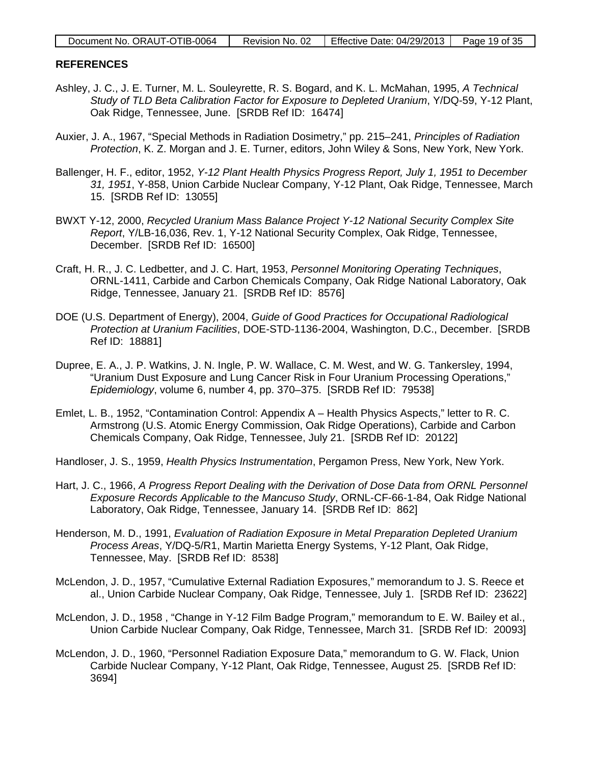## REFERENCES

Ashley, J. C., J. E. Turner, M. L. Souleyrette, R. S. Bogard, and K. L. McMahan, 1995, *A Technical Study of TLD Beta Calibration Factor for Exposure to Depleted Uranium*, Y/DQ-59, Y-12 Plant, Oak Ridge, Tennessee, June. [SRDB Ref ID: 16474]

Auxier, J. A., 1967, "Special Methods in Radiation Dosimetry," pp. 215–241, *Principles of Radiation Protection*, K. Z. Morgan and J. E. Turner, editors, John Wiley & Sons, New York, New York.

Ballenger, H. F., editor, 1952, *Y-12 Plant Health Physics Progress Report, July 1, 1951 to December 31, 1951*, Y-858, Union Carbide Nuclear Company, Y-12 Plant, Oak Ridge, Tennessee, March 15. [SRDB Ref ID: 13055]

BWXT Y-12, 2000, *Recycled Uranium Mass Balance Project Y-12 National Security Complex Site Report*, Y/LB-16,036, Rev. 1, Y-12 National Security Complex, Oak Ridge, Tennessee, December. [SRDB Ref ID: 16500]

Craft, H. R., J. C. Ledbetter, and J. C. Hart, 1953, *Personnel Monitoring Operating Techniques*, ORNL-1411, Carbide and Carbon Chemicals Company, Oak Ridge National Laboratory, Oak Ridge, Tennessee, January 21. [SRDB Ref ID: 8576]

DOE (U.S. Department of Energy), 2004, *Guide of Good Practices for Occupational Radiological Protection at Uranium Facilities*, DOE-STD-1136-2004, Washington, D.C., December. [SRDB Ref ID: 18881]

Dupree, E. A., J. P. Watkins, J. N. Ingle, P. W. Wallace, C. M. West, and W. G. Tankersley, 1994, "Uranium Dust Exposure and Lung Cancer Risk in Four Uranium Processing Operations," *Epidemiology*, volume 6, number 4, pp. 370–375. [SRDB Ref ID: 79538]

Emlet, L. B., 1952, "Contamination Control: Appendix A – Health Physics Aspects," letter to R. C. Armstrong (U.S. Atomic Energy Commission, Oak Ridge Operations), Carbide and Carbon Chemicals Company, Oak Ridge, Tennessee, July 21. [SRDB Ref ID: 20122]

Handloser, J. S., 1959, *Health Physics Instrumentation*, Pergamon Press, New York, New York.

Hart, J. C., 1966, *A Progress Report Dealing with the Derivation of Dose Data from ORNL Personnel Exposure Records Applicable to the Mancuso Study*, ORNL-CF-66-1-84, Oak Ridge National Laboratory, Oak Ridge, Tennessee, January 14. [SRDB Ref ID: 862]

Henderson, M. D., 1991, *Evaluation of Radiation Exposure in Metal Preparation Depleted Uranium Process Areas*, Y/DQ-5/R1, Martin Marietta Energy Systems, Y-12 Plant, Oak Ridge, Tennessee, May. [SRDB Ref ID: 8538]

McLendon, J. D., 1957, "Cumulative External Radiation Exposures," memorandum to J. S. Reece et al., Union Carbide Nuclear Company, Oak Ridge, Tennessee, July 1. [SRDB Ref ID: 23622]

McLendon, J. D., 1958 , "Change in Y-12 Film Badge Program," memorandum to E. W. Bailey et al., Union Carbide Nuclear Company, Oak Ridge, Tennessee, March 31. [SRDB Ref ID: 20093]

McLendon, J. D., 1960, "Personnel Radiation Exposure Data," memorandum to G. W. Flack, Union Carbide Nuclear Company, Y-12 Plant, Oak Ridge, Tennessee, August 25. [SRDB Ref ID: 3694]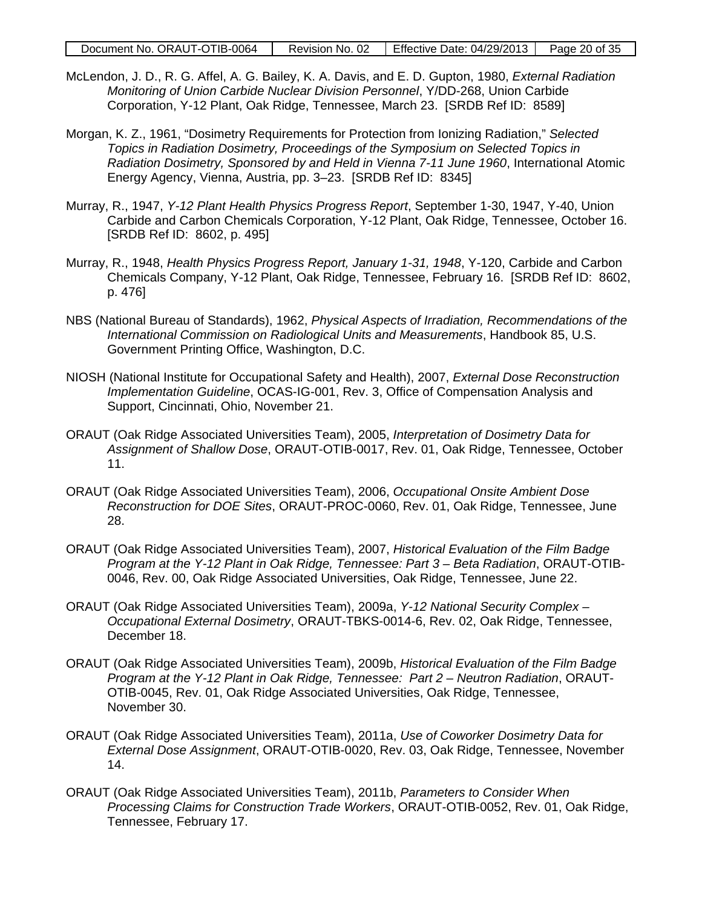McLendon, J. D., R. G. Affel, A. G. Bailey, K. A. Davis, and E. D. Gupton, 1980, *External Radiation Monitoring of Union Carbide Nuclear Division Personnel*, Y/DD-268, Union Carbide Corporation, Y-12 Plant, Oak Ridge, Tennessee, March 23. [SRDB Ref ID: 8589]

Morgan, K. Z., 1961, "Dosimetry Requirements for Protection from Ionizing Radiation," *Selected Topics in Radiation Dosimetry, Proceedings of the Symposium on Selected Topics in Radiation Dosimetry, Sponsored by and Held in Vienna 7-11 June 1960*, International Atomic Energy Agency, Vienna, Austria, pp. 3–23. [SRDB Ref ID: 8345]

Murray, R., 1947, *Y-12 Plant Health Physics Progress Report*, September 1-30, 1947, Y-40, Union Carbide and Carbon Chemicals Corporation, Y-12 Plant, Oak Ridge, Tennessee, October 16. [SRDB Ref ID: 8602, p. 495]

Murray, R., 1948, *Health Physics Progress Report, January 1-31, 1948*, Y-120, Carbide and Carbon Chemicals Company, Y-12 Plant, Oak Ridge, Tennessee, February 16. [SRDB Ref ID: 8602, p. 476]

NBS (National Bureau of Standards), 1962, *Physical Aspects of Irradiation, Recommendations of the International Commission on Radiological Units and Measurements*, Handbook 85, U.S. Government Printing Office, Washington, D.C.

NIOSH (National Institute for Occupational Safety and Health), 2007, *External Dose Reconstruction Implementation Guideline*, OCAS-IG-001, Rev. 3, Office of Compensation Analysis and Support, Cincinnati, Ohio, November 21.

ORAUT (Oak Ridge Associated Universities Team), 2005, *Interpretation of Dosimetry Data for Assignment of Shallow Dose*, ORAUT-OTIB-0017, Rev. 01, Oak Ridge, Tennessee, October 11.

ORAUT (Oak Ridge Associated Universities Team), 2006, *Occupational Onsite Ambient Dose Reconstruction for DOE Sites*, ORAUT-PROC-0060, Rev. 01, Oak Ridge, Tennessee, June 28.

ORAUT (Oak Ridge Associated Universities Team), 2007, *Historical Evaluation of the Film Badge Program at the Y-12 Plant in Oak Ridge, Tennessee: Part 3 – Beta Radiation*, ORAUT-OTIB-0046, Rev. 00, Oak Ridge Associated Universities, Oak Ridge, Tennessee, June 22.

ORAUT (Oak Ridge Associated Universities Team), 2009a, *Y-12 National Security Complex – Occupational External Dosimetry*, ORAUT-TBKS-0014-6, Rev. 02, Oak Ridge, Tennessee, December 18.

ORAUT (Oak Ridge Associated Universities Team), 2009b, *Historical Evaluation of the Film Badge Program at the Y-12 Plant in Oak Ridge, Tennessee: Part 2 – Neutron Radiation*, ORAUT-OTIB-0045, Rev. 01, Oak Ridge Associated Universities, Oak Ridge, Tennessee, November 30.

ORAUT (Oak Ridge Associated Universities Team), 2011a, *Use of Coworker Dosimetry Data for External Dose Assignment*, ORAUT-OTIB-0020, Rev. 03, Oak Ridge, Tennessee, November 14.

ORAUT (Oak Ridge Associated Universities Team), 2011b, *Parameters to Consider When Processing Claims for Construction Trade Workers*, ORAUT-OTIB-0052, Rev. 01, Oak Ridge, Tennessee, February 17.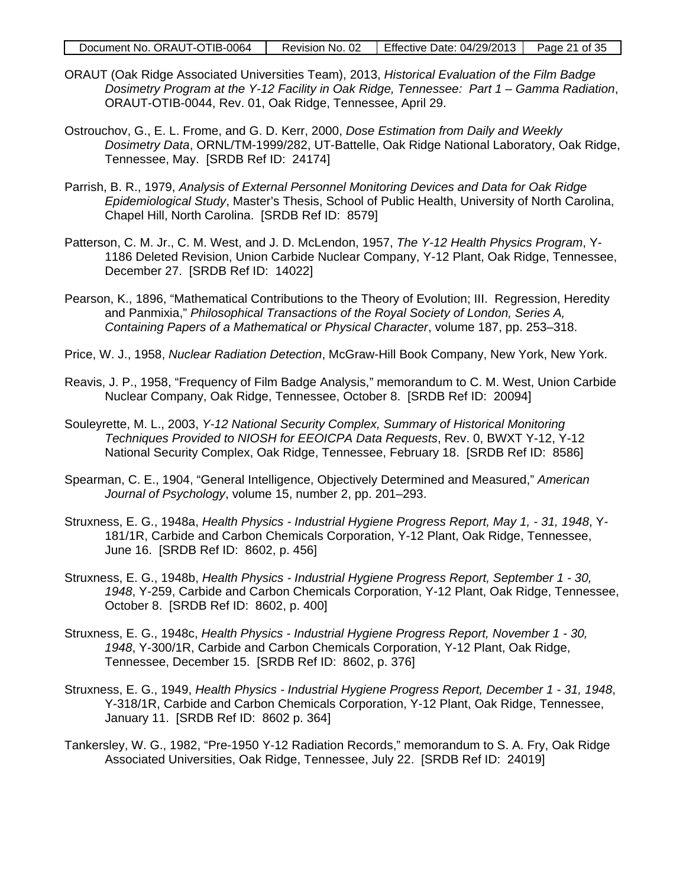ORAUT (Oak Ridge Associated Universities Team), 2013, *Historical Evaluation of the Film Badge Dosimetry Program at the Y-12 Facility in Oak Ridge, Tennessee: Part 1 – Gamma Radiation*, ORAUT-OTIB-0044, Rev. 01, Oak Ridge, Tennessee, April 29.

Ostrouchov, G., E. L. Frome, and G. D. Kerr, 2000, *Dose Estimation from Daily and Weekly Dosimetry Data*, ORNL/TM-1999/282, UT-Battelle, Oak Ridge National Laboratory, Oak Ridge, Tennessee, May. [SRDB Ref ID: 24174]

Parrish, B. R., 1979, *Analysis of External Personnel Monitoring Devices and Data for Oak Ridge Epidemiological Study*, Master's Thesis, School of Public Health, University of North Carolina, Chapel Hill, North Carolina. [SRDB Ref ID: 8579]

Patterson, C. M. Jr., C. M. West, and J. D. McLendon, 1957, *The Y-12 Health Physics Program*, Y-1186 Deleted Revision, Union Carbide Nuclear Company, Y-12 Plant, Oak Ridge, Tennessee, December 27. [SRDB Ref ID: 14022]

Pearson, K., 1896, "Mathematical Contributions to the Theory of Evolution; III. Regression, Heredity and Panmixia," *Philosophical Transactions of the Royal Society of London, Series A, Containing Papers of a Mathematical or Physical Character*, volume 187, pp. 253–318.

Price, W. J., 1958, *Nuclear Radiation Detection*, McGraw-Hill Book Company, New York, New York.

Reavis, J. P., 1958, "Frequency of Film Badge Analysis," memorandum to C. M. West, Union Carbide Nuclear Company, Oak Ridge, Tennessee, October 8. [SRDB Ref ID: 20094]

Souleyrette, M. L., 2003, *Y-12 National Security Complex, Summary of Historical Monitoring Techniques Provided to NIOSH for EEOICPA Data Requests*, Rev. 0, BWXT Y-12, Y-12 National Security Complex, Oak Ridge, Tennessee, February 18. [SRDB Ref ID: 8586]

Spearman, C. E., 1904, "General Intelligence, Objectively Determined and Measured," *American Journal of Psychology*, volume 15, number 2, pp. 201–293.

Struxness, E. G., 1948a, *Health Physics - Industrial Hygiene Progress Report, May 1, - 31, 1948*, Y-181/1R, Carbide and Carbon Chemicals Corporation, Y-12 Plant, Oak Ridge, Tennessee, June 16. [SRDB Ref ID: 8602, p. 456]

Struxness, E. G., 1948b, *Health Physics - Industrial Hygiene Progress Report, September 1 - 30, 1948*, Y-259, Carbide and Carbon Chemicals Corporation, Y-12 Plant, Oak Ridge, Tennessee, October 8. [SRDB Ref ID: 8602, p. 400]

Struxness, E. G., 1948c, *Health Physics - Industrial Hygiene Progress Report, November 1 - 30, 1948*, Y-300/1R, Carbide and Carbon Chemicals Corporation, Y-12 Plant, Oak Ridge, Tennessee, December 15. [SRDB Ref ID: 8602, p. 376]

Struxness, E. G., 1949, *Health Physics - Industrial Hygiene Progress Report, December 1 - 31, 1948*, Y-318/1R, Carbide and Carbon Chemicals Corporation, Y-12 Plant, Oak Ridge, Tennessee, January 11. [SRDB Ref ID: 8602 p. 364]

Tankersley, W. G., 1982, "Pre-1950 Y-12 Radiation Records," memorandum to S. A. Fry, Oak Ridge Associated Universities, Oak Ridge, Tennessee, July 22. [SRDB Ref ID: 24019]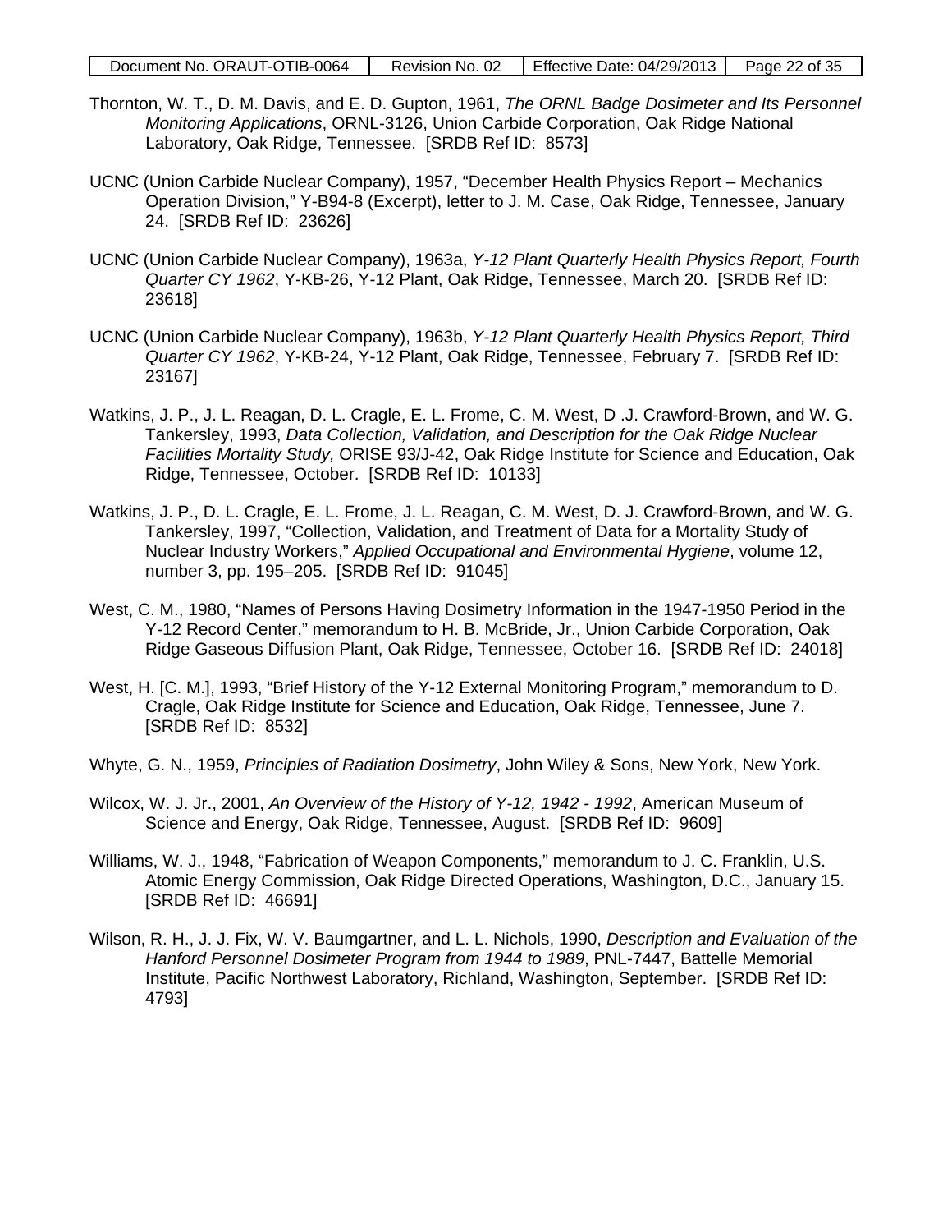Thornton, W. T., D. M. Davis, and E. D. Gupton, 1961, *The ORNL Badge Dosimeter and Its Personnel Monitoring Applications*, ORNL-3126, Union Carbide Corporation, Oak Ridge National Laboratory, Oak Ridge, Tennessee. [SRDB Ref ID: 8573]

UCNC (Union Carbide Nuclear Company), 1957, "December Health Physics Report – Mechanics Operation Division," Y-B94-8 (Excerpt), letter to J. M. Case, Oak Ridge, Tennessee, January 24. [SRDB Ref ID: 23626]

UCNC (Union Carbide Nuclear Company), 1963a, *Y-12 Plant Quarterly Health Physics Report, Fourth Quarter CY 1962*, Y-KB-26, Y-12 Plant, Oak Ridge, Tennessee, March 20. [SRDB Ref ID: 23618]

UCNC (Union Carbide Nuclear Company), 1963b, *Y-12 Plant Quarterly Health Physics Report, Third Quarter CY 1962*, Y-KB-24, Y-12 Plant, Oak Ridge, Tennessee, February 7. [SRDB Ref ID: 23167]

Watkins, J. P., J. L. Reagan, D. L. Cragle, E. L. Frome, C. M. West, D .J. Crawford-Brown, and W. G. Tankersley, 1993, *Data Collection, Validation, and Description for the Oak Ridge Nuclear Facilities Mortality Study,* ORISE 93/J-42, Oak Ridge Institute for Science and Education, Oak Ridge, Tennessee, October. [SRDB Ref ID: 10133]

Watkins, J. P., D. L. Cragle, E. L. Frome, J. L. Reagan, C. M. West, D. J. Crawford-Brown, and W. G. Tankersley, 1997, "Collection, Validation, and Treatment of Data for a Mortality Study of Nuclear Industry Workers," *Applied Occupational and Environmental Hygiene*, volume 12, number 3, pp. 195–205. [SRDB Ref ID: 91045]

West, C. M., 1980, "Names of Persons Having Dosimetry Information in the 1947-1950 Period in the Y-12 Record Center," memorandum to H. B. McBride, Jr., Union Carbide Corporation, Oak Ridge Gaseous Diffusion Plant, Oak Ridge, Tennessee, October 16. [SRDB Ref ID: 24018]

West, H. [C. M.], 1993, "Brief History of the Y-12 External Monitoring Program," memorandum to D. Cragle, Oak Ridge Institute for Science and Education, Oak Ridge, Tennessee, June 7. [SRDB Ref ID: 8532]

Whyte, G. N., 1959, *Principles of Radiation Dosimetry*, John Wiley & Sons, New York, New York.

Wilcox, W. J. Jr., 2001, *An Overview of the History of Y-12, 1942 - 1992*, American Museum of Science and Energy, Oak Ridge, Tennessee, August. [SRDB Ref ID: 9609]

Williams, W. J., 1948, "Fabrication of Weapon Components," memorandum to J. C. Franklin, U.S. Atomic Energy Commission, Oak Ridge Directed Operations, Washington, D.C., January 15. [SRDB Ref ID: 46691]

Wilson, R. H., J. J. Fix, W. V. Baumgartner, and L. L. Nichols, 1990, *Description and Evaluation of the Hanford Personnel Dosimeter Program from 1944 to 1989*, PNL-7447, Battelle Memorial Institute, Pacific Northwest Laboratory, Richland, Washington, September. [SRDB Ref ID: 4793]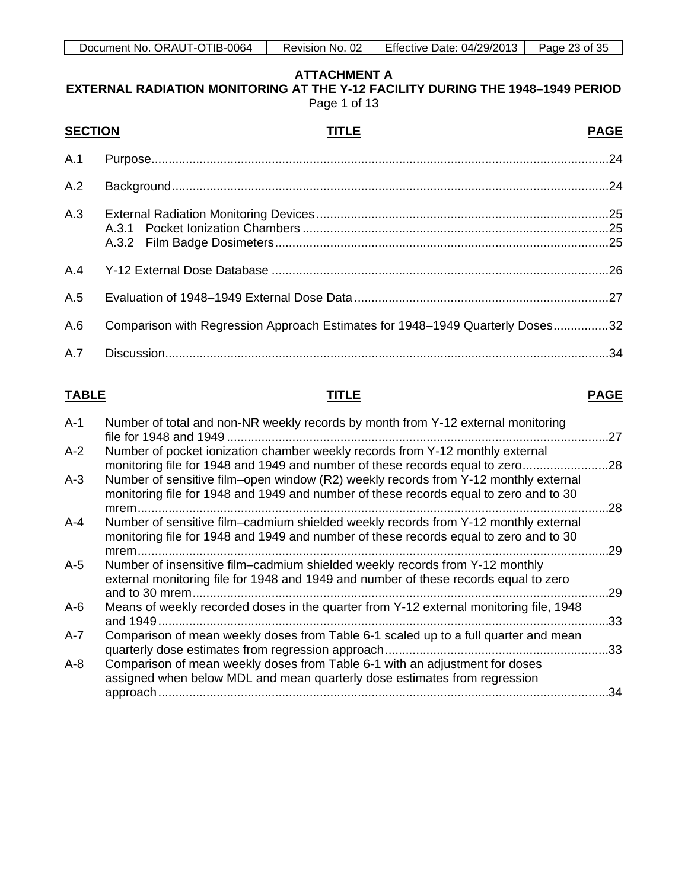# ATTACHMENT A
## EXTERNAL RADIATION MONITORING AT THE Y-12 FACILITY DURING THE 1948–1949 PERIOD
Page 1 of 13

| SECTION | TITLE | PAGE |
|---|---|---|
| A.1 | Purpose | 24 |
| A.2 | Background | 24 |
| A.3 | External Radiation Monitoring Devices | 25 |
| | A.3.1 Pocket Ionization Chambers | 25 |
| | A.3.2 Film Badge Dosimeters | 25 |
| A.4 | Y-12 External Dose Database | 26 |
| A.5 | Evaluation of 1948–1949 External Dose Data | 27 |
| A.6 | Comparison with Regression Approach Estimates for 1948–1949 Quarterly Doses | 32 |
| A.7 | Discussion | 34 |

| TABLE | TITLE | PAGE |
|---|---|---|
| A-1 | Number of total and non-NR weekly records by month from Y-12 external monitoring file for 1948 and 1949 | 27 |
| A-2 | Number of pocket ionization chamber weekly records from Y-12 monthly external monitoring file for 1948 and 1949 and number of these records equal to zero | 28 |
| A-3 | Number of sensitive film–open window (R2) weekly records from Y-12 monthly external monitoring file for 1948 and 1949 and number of these records equal to zero and to 30 mrem | 28 |
| A-4 | Number of sensitive film–cadmium shielded weekly records from Y-12 monthly external monitoring file for 1948 and 1949 and number of these records equal to zero and to 30 mrem | 29 |
| A-5 | Number of insensitive film–cadmium shielded weekly records from Y-12 monthly external monitoring file for 1948 and 1949 and number of these records equal to zero and to 30 mrem | 29 |
| A-6 | Means of weekly recorded doses in the quarter from Y-12 external monitoring file, 1948 and 1949 | 33 |
| A-7 | Comparison of mean weekly doses from Table 6-1 scaled up to a full quarter and mean quarterly dose estimates from regression approach | 33 |
| A-8 | Comparison of mean weekly doses from Table 6-1 with an adjustment for doses assigned when below MDL and mean quarterly dose estimates from regression approach | 34 |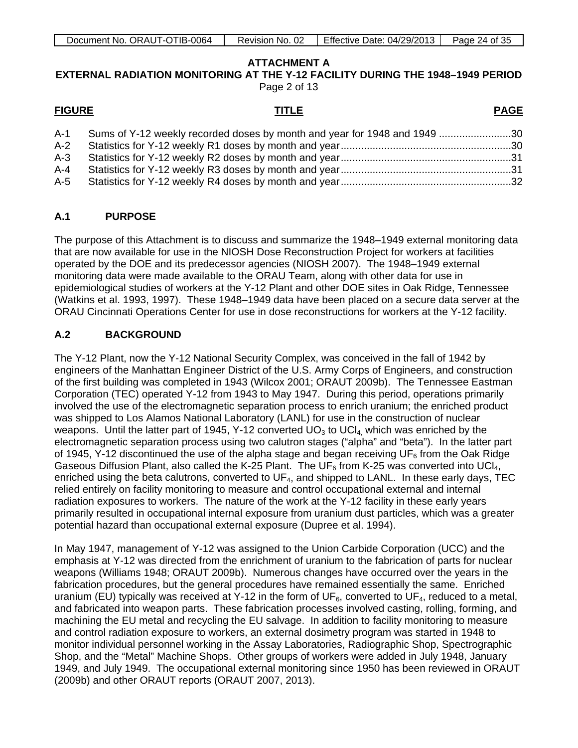**ATTACHMENT A**
**EXTERNAL RADIATION MONITORING AT THE Y-12 FACILITY DURING THE 1948–1949 PERIOD**
Page 2 of 13

| FIGURE | TITLE | PAGE |
|---|---|---|
| A-1 | Sums of Y-12 weekly recorded doses by month and year for 1948 and 1949 | 30 |
| A-2 | Statistics for Y-12 weekly R1 doses by month and year | 30 |
| A-3 | Statistics for Y-12 weekly R2 doses by month and year | 31 |
| A-4 | Statistics for Y-12 weekly R3 doses by month and year | 31 |
| A-5 | Statistics for Y-12 weekly R4 doses by month and year | 32 |

## A.1 PURPOSE

The purpose of this Attachment is to discuss and summarize the 1948–1949 external monitoring data that are now available for use in the NIOSH Dose Reconstruction Project for workers at facilities operated by the DOE and its predecessor agencies (NIOSH 2007). The 1948–1949 external monitoring data were made available to the ORAU Team, along with other data for use in epidemiological studies of workers at the Y-12 Plant and other DOE sites in Oak Ridge, Tennessee (Watkins et al. 1993, 1997). These 1948–1949 data have been placed on a secure data server at the ORAU Cincinnati Operations Center for use in dose reconstructions for workers at the Y-12 facility.

## A.2 BACKGROUND

The Y-12 Plant, now the Y-12 National Security Complex, was conceived in the fall of 1942 by engineers of the Manhattan Engineer District of the U.S. Army Corps of Engineers, and construction of the first building was completed in 1943 (Wilcox 2001; ORAUT 2009b). The Tennessee Eastman Corporation (TEC) operated Y-12 from 1943 to May 1947. During this period, operations primarily involved the use of the electromagnetic separation process to enrich uranium; the enriched product was shipped to Los Alamos National Laboratory (LANL) for use in the construction of nuclear weapons. Until the latter part of 1945, Y-12 converted $UO_3$ to $UCl_4$, which was enriched by the electromagnetic separation process using two calutron stages ("alpha" and "beta"). In the latter part of 1945, Y-12 discontinued the use of the alpha stage and began receiving $UF_6$ from the Oak Ridge Gaseous Diffusion Plant, also called the K-25 Plant. The $UF_6$ from K-25 was converted into $UCl_4$, enriched using the beta calutrons, converted to $UF_4$, and shipped to LANL. In these early days, TEC relied entirely on facility monitoring to measure and control occupational external and internal radiation exposures to workers. The nature of the work at the Y-12 facility in these early years primarily resulted in occupational internal exposure from uranium dust particles, which was a greater potential hazard than occupational external exposure (Dupree et al. 1994).

In May 1947, management of Y-12 was assigned to the Union Carbide Corporation (UCC) and the emphasis at Y-12 was directed from the enrichment of uranium to the fabrication of parts for nuclear weapons (Williams 1948; ORAUT 2009b). Numerous changes have occurred over the years in the fabrication procedures, but the general procedures have remained essentially the same. Enriched uranium (EU) typically was received at Y-12 in the form of $UF_6$, converted to $UF_4$, reduced to a metal, and fabricated into weapon parts. These fabrication processes involved casting, rolling, forming, and machining the EU metal and recycling the EU salvage. In addition to facility monitoring to measure and control radiation exposure to workers, an external dosimetry program was started in 1948 to monitor individual personnel working in the Assay Laboratories, Radiographic Shop, Spectrographic Shop, and the "Metal" Machine Shops. Other groups of workers were added in July 1948, January 1949, and July 1949. The occupational external monitoring since 1950 has been reviewed in ORAUT (2009b) and other ORAUT reports (ORAUT 2007, 2013).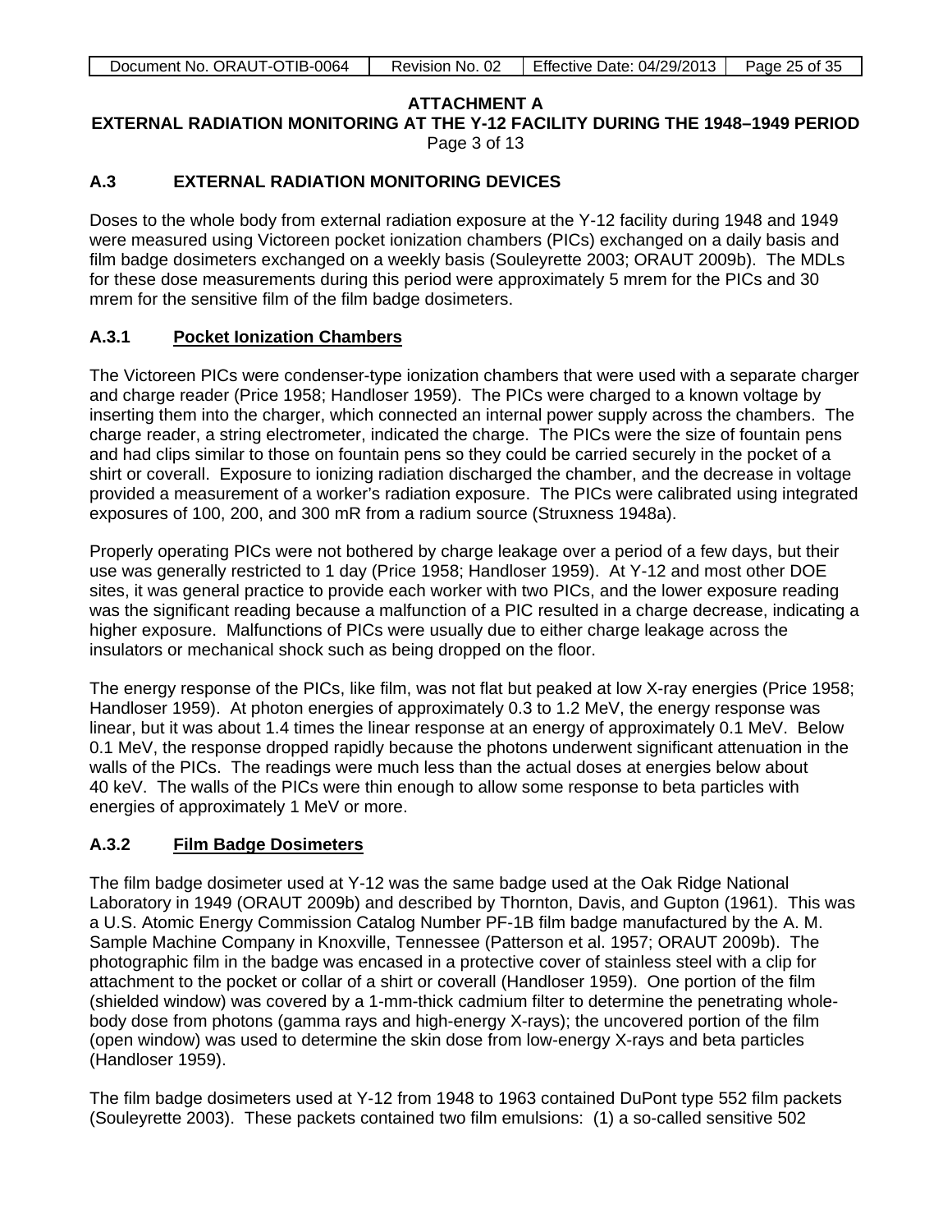**ATTACHMENT A**
**EXTERNAL RADIATION MONITORING AT THE Y-12 FACILITY DURING THE 1948–1949 PERIOD**
Page 3 of 13

## A.3 EXTERNAL RADIATION MONITORING DEVICES

Doses to the whole body from external radiation exposure at the Y-12 facility during 1948 and 1949 were measured using Victoreen pocket ionization chambers (PICs) exchanged on a daily basis and film badge dosimeters exchanged on a weekly basis (Souleyrette 2003; ORAUT 2009b). The MDLs for these dose measurements during this period were approximately 5 mrem for the PICs and 30 mrem for the sensitive film of the film badge dosimeters.

### A.3.1 Pocket Ionization Chambers

The Victoreen PICs were condenser-type ionization chambers that were used with a separate charger and charge reader (Price 1958; Handloser 1959). The PICs were charged to a known voltage by inserting them into the charger, which connected an internal power supply across the chambers. The charge reader, a string electrometer, indicated the charge. The PICs were the size of fountain pens and had clips similar to those on fountain pens so they could be carried securely in the pocket of a shirt or coverall. Exposure to ionizing radiation discharged the chamber, and the decrease in voltage provided a measurement of a worker's radiation exposure. The PICs were calibrated using integrated exposures of 100, 200, and 300 mR from a radium source (Struxness 1948a).

Properly operating PICs were not bothered by charge leakage over a period of a few days, but their use was generally restricted to 1 day (Price 1958; Handloser 1959). At Y-12 and most other DOE sites, it was general practice to provide each worker with two PICs, and the lower exposure reading was the significant reading because a malfunction of a PIC resulted in a charge decrease, indicating a higher exposure. Malfunctions of PICs were usually due to either charge leakage across the insulators or mechanical shock such as being dropped on the floor.

The energy response of the PICs, like film, was not flat but peaked at low X-ray energies (Price 1958; Handloser 1959). At photon energies of approximately 0.3 to 1.2 MeV, the energy response was linear, but it was about 1.4 times the linear response at an energy of approximately 0.1 MeV. Below 0.1 MeV, the response dropped rapidly because the photons underwent significant attenuation in the walls of the PICs. The readings were much less than the actual doses at energies below about 40 keV. The walls of the PICs were thin enough to allow some response to beta particles with energies of approximately 1 MeV or more.

### A.3.2 Film Badge Dosimeters

The film badge dosimeter used at Y-12 was the same badge used at the Oak Ridge National Laboratory in 1949 (ORAUT 2009b) and described by Thornton, Davis, and Gupton (1961). This was a U.S. Atomic Energy Commission Catalog Number PF-1B film badge manufactured by the A. M. Sample Machine Company in Knoxville, Tennessee (Patterson et al. 1957; ORAUT 2009b). The photographic film in the badge was encased in a protective cover of stainless steel with a clip for attachment to the pocket or collar of a shirt or coverall (Handloser 1959). One portion of the film (shielded window) was covered by a 1-mm-thick cadmium filter to determine the penetrating whole-body dose from photons (gamma rays and high-energy X-rays); the uncovered portion of the film (open window) was used to determine the skin dose from low-energy X-rays and beta particles (Handloser 1959).

The film badge dosimeters used at Y-12 from 1948 to 1963 contained DuPont type 552 film packets (Souleyrette 2003). These packets contained two film emulsions: (1) a so-called sensitive 502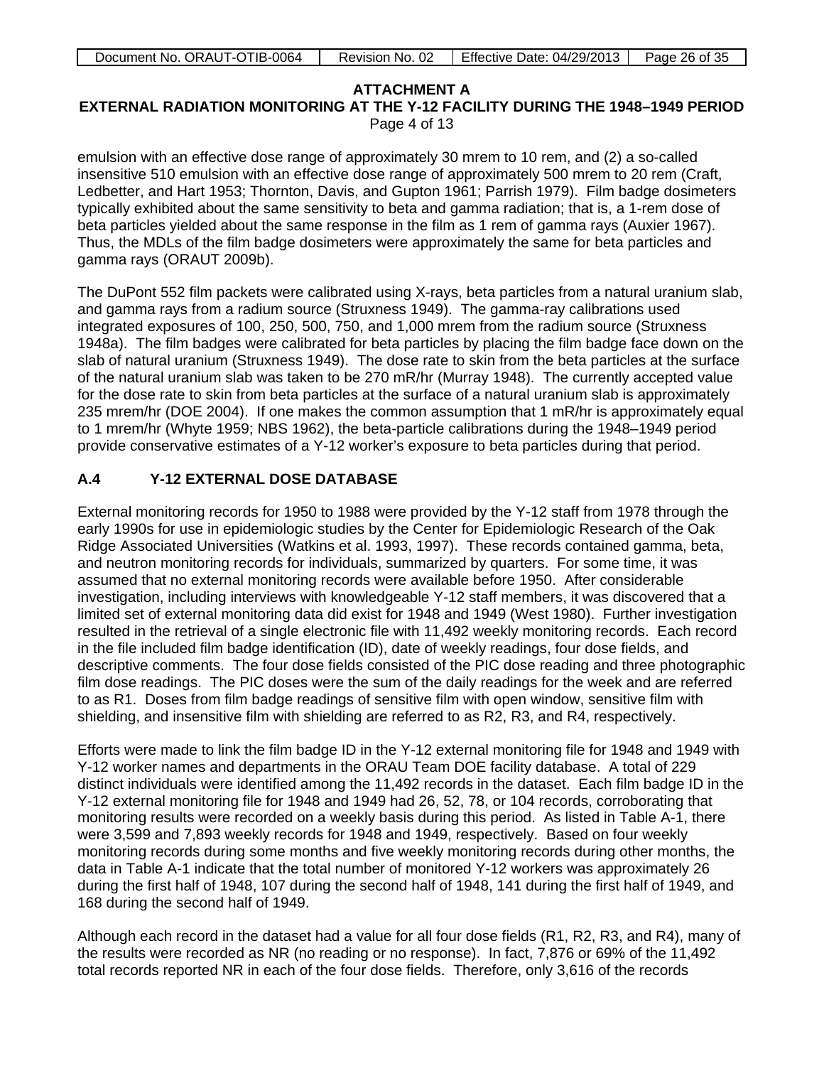**ATTACHMENT A**
**EXTERNAL RADIATION MONITORING AT THE Y-12 FACILITY DURING THE 1948–1949 PERIOD**
Page 4 of 13

emulsion with an effective dose range of approximately 30 mrem to 10 rem, and (2) a so-called insensitive 510 emulsion with an effective dose range of approximately 500 mrem to 20 rem (Craft, Ledbetter, and Hart 1953; Thornton, Davis, and Gupton 1961; Parrish 1979). Film badge dosimeters typically exhibited about the same sensitivity to beta and gamma radiation; that is, a 1-rem dose of beta particles yielded about the same response in the film as 1 rem of gamma rays (Auxier 1967). Thus, the MDLs of the film badge dosimeters were approximately the same for beta particles and gamma rays (ORAUT 2009b).

The DuPont 552 film packets were calibrated using X-rays, beta particles from a natural uranium slab, and gamma rays from a radium source (Struxness 1949). The gamma-ray calibrations used integrated exposures of 100, 250, 500, 750, and 1,000 mrem from the radium source (Struxness 1948a). The film badges were calibrated for beta particles by placing the film badge face down on the slab of natural uranium (Struxness 1949). The dose rate to skin from the beta particles at the surface of the natural uranium slab was taken to be 270 mR/hr (Murray 1948). The currently accepted value for the dose rate to skin from beta particles at the surface of a natural uranium slab is approximately 235 mrem/hr (DOE 2004). If one makes the common assumption that 1 mR/hr is approximately equal to 1 mrem/hr (Whyte 1959; NBS 1962), the beta-particle calibrations during the 1948–1949 period provide conservative estimates of a Y-12 worker's exposure to beta particles during that period.

## A.4 Y-12 EXTERNAL DOSE DATABASE

External monitoring records for 1950 to 1988 were provided by the Y-12 staff from 1978 through the early 1990s for use in epidemiologic studies by the Center for Epidemiologic Research of the Oak Ridge Associated Universities (Watkins et al. 1993, 1997). These records contained gamma, beta, and neutron monitoring records for individuals, summarized by quarters. For some time, it was assumed that no external monitoring records were available before 1950. After considerable investigation, including interviews with knowledgeable Y-12 staff members, it was discovered that a limited set of external monitoring data did exist for 1948 and 1949 (West 1980). Further investigation resulted in the retrieval of a single electronic file with 11,492 weekly monitoring records. Each record in the file included film badge identification (ID), date of weekly readings, four dose fields, and descriptive comments. The four dose fields consisted of the PIC dose reading and three photographic film dose readings. The PIC doses were the sum of the daily readings for the week and are referred to as R1. Doses from film badge readings of sensitive film with open window, sensitive film with shielding, and insensitive film with shielding are referred to as R2, R3, and R4, respectively.

Efforts were made to link the film badge ID in the Y-12 external monitoring file for 1948 and 1949 with Y-12 worker names and departments in the ORAU Team DOE facility database. A total of 229 distinct individuals were identified among the 11,492 records in the dataset. Each film badge ID in the Y-12 external monitoring file for 1948 and 1949 had 26, 52, 78, or 104 records, corroborating that monitoring results were recorded on a weekly basis during this period. As listed in Table A-1, there were 3,599 and 7,893 weekly records for 1948 and 1949, respectively. Based on four weekly monitoring records during some months and five weekly monitoring records during other months, the data in Table A-1 indicate that the total number of monitored Y-12 workers was approximately 26 during the first half of 1948, 107 during the second half of 1948, 141 during the first half of 1949, and 168 during the second half of 1949.

Although each record in the dataset had a value for all four dose fields (R1, R2, R3, and R4), many of the results were recorded as NR (no reading or no response). In fact, 7,876 or 69% of the 11,492 total records reported NR in each of the four dose fields. Therefore, only 3,616 of the records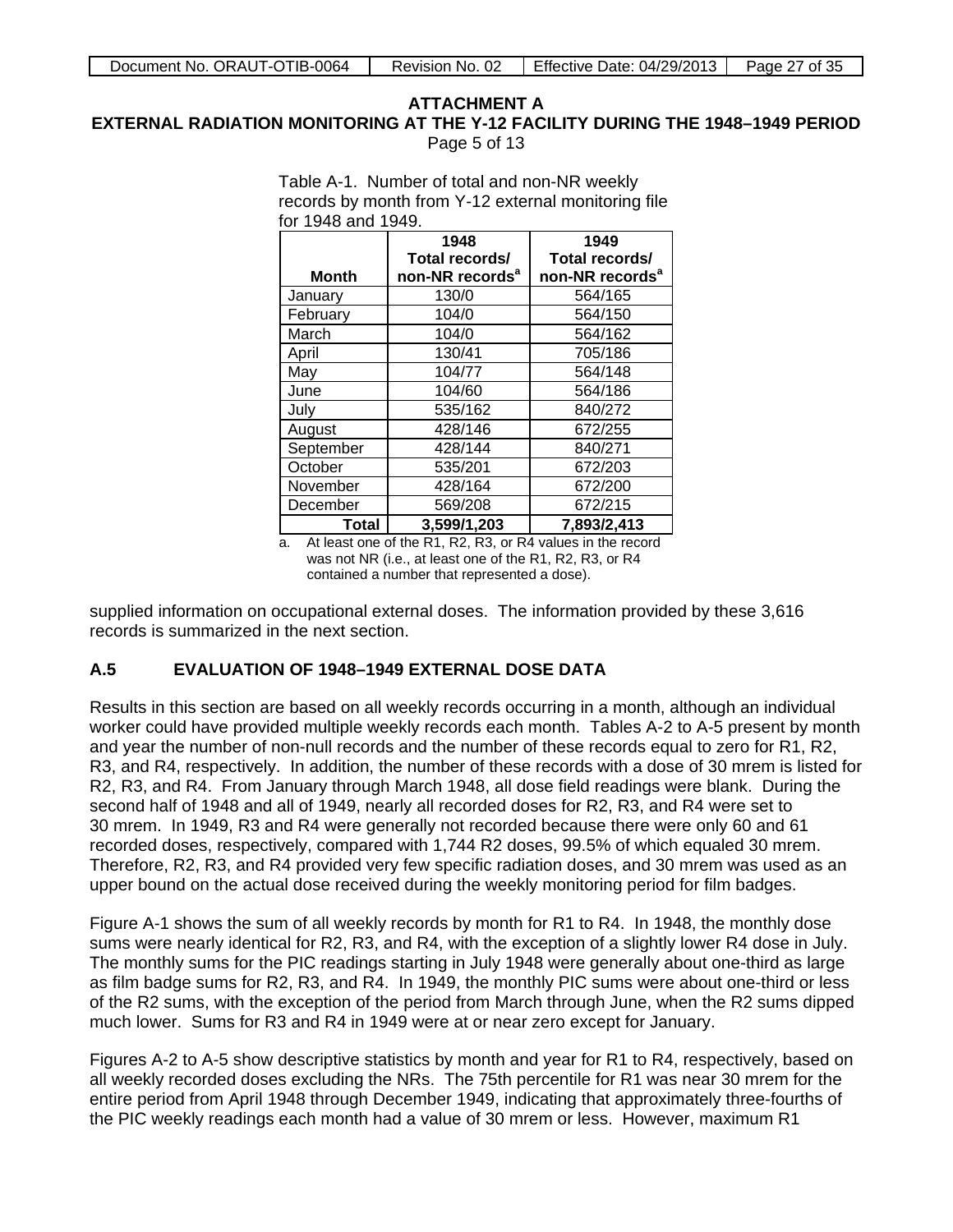**ATTACHMENT A**
**EXTERNAL RADIATION MONITORING AT THE Y-12 FACILITY DURING THE 1948–1949 PERIOD**
Page 5 of 13

Table A-1. Number of total and non-NR weekly records by month from Y-12 external monitoring file for 1948 and 1949.

| Month | 1948 Total records/ non-NR records[a] | 1949 Total records/ non-NR records[a] |
|---|---|---|
| January | 130/0 | 564/165 |
| February | 104/0 | 564/150 |
| March | 104/0 | 564/162 |
| April | 130/41 | 705/186 |
| May | 104/77 | 564/148 |
| June | 104/60 | 564/186 |
| July | 535/162 | 840/272 |
| August | 428/146 | 672/255 |
| September | 428/144 | 840/271 |
| October | 535/201 | 672/203 |
| November | 428/164 | 672/200 |
| December | 569/208 | 672/215 |
| **Total** | **3,599/1,203** | **7,893/2,413** |

a. At least one of the R1, R2, R3, or R4 values in the record was not NR (i.e., at least one of the R1, R2, R3, or R4 contained a number that represented a dose).

supplied information on occupational external doses. The information provided by these 3,616 records is summarized in the next section.

## A.5 EVALUATION OF 1948–1949 EXTERNAL DOSE DATA

Results in this section are based on all weekly records occurring in a month, although an individual worker could have provided multiple weekly records each month. Tables A-2 to A-5 present by month and year the number of non-null records and the number of these records equal to zero for R1, R2, R3, and R4, respectively. In addition, the number of these records with a dose of 30 mrem is listed for R2, R3, and R4. From January through March 1948, all dose field readings were blank. During the second half of 1948 and all of 1949, nearly all recorded doses for R2, R3, and R4 were set to 30 mrem. In 1949, R3 and R4 were generally not recorded because there were only 60 and 61 recorded doses, respectively, compared with 1,744 R2 doses, 99.5% of which equaled 30 mrem. Therefore, R2, R3, and R4 provided very few specific radiation doses, and 30 mrem was used as an upper bound on the actual dose received during the weekly monitoring period for film badges.

Figure A-1 shows the sum of all weekly records by month for R1 to R4. In 1948, the monthly dose sums were nearly identical for R2, R3, and R4, with the exception of a slightly lower R4 dose in July. The monthly sums for the PIC readings starting in July 1948 were generally about one-third as large as film badge sums for R2, R3, and R4. In 1949, the monthly PIC sums were about one-third or less of the R2 sums, with the exception of the period from March through June, when the R2 sums dipped much lower. Sums for R3 and R4 in 1949 were at or near zero except for January.

Figures A-2 to A-5 show descriptive statistics by month and year for R1 to R4, respectively, based on all weekly recorded doses excluding the NRs. The 75th percentile for R1 was near 30 mrem for the entire period from April 1948 through December 1949, indicating that approximately three-fourths of the PIC weekly readings each month had a value of 30 mrem or less. However, maximum R1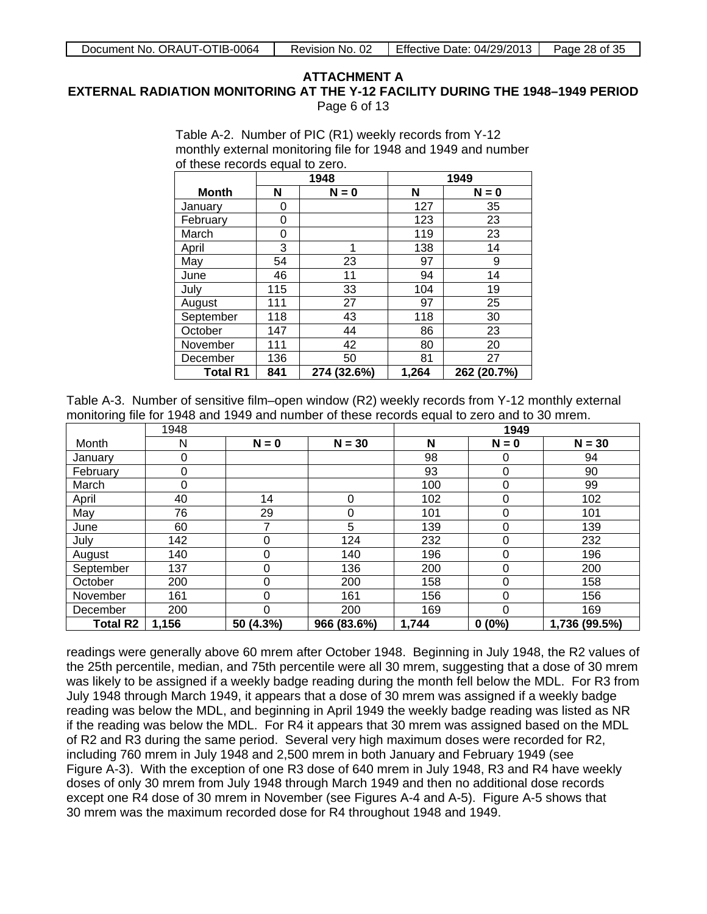## ATTACHMENT A
## EXTERNAL RADIATION MONITORING AT THE Y-12 FACILITY DURING THE 1948–1949 PERIOD
Page 6 of 13

Table A-2. Number of PIC (R1) weekly records from Y-12 monthly external monitoring file for 1948 and 1949 and number of these records equal to zero.

| | 1948 | | 1949 | |
|---|---|---|---|---|
| **Month** | **N** | **N = 0** | **N** | **N = 0** |
| January | 0 | | 127 | 35 |
| February | 0 | | 123 | 23 |
| March | 0 | | 119 | 23 |
| April | 3 | 1 | 138 | 14 |
| May | 54 | 23 | 97 | 9 |
| June | 46 | 11 | 94 | 14 |
| July | 115 | 33 | 104 | 19 |
| August | 111 | 27 | 97 | 25 |
| September | 118 | 43 | 118 | 30 |
| October | 147 | 44 | 86 | 23 |
| November | 111 | 42 | 80 | 20 |
| December | 136 | 50 | 81 | 27 |
| **Total R1** | **841** | **274 (32.6%)** | **1,264** | **262 (20.7%)** |

Table A-3. Number of sensitive film–open window (R2) weekly records from Y-12 monthly external monitoring file for 1948 and 1949 and number of these records equal to zero and to 30 mrem.

| | 1948 | | | 1949 | | |
|---|---|---|---|---|---|---|
| Month | N | **N = 0** | **N = 30** | **N** | **N = 0** | **N = 30** |
| January | 0 | | | 98 | 0 | 94 |
| February | 0 | | | 93 | 0 | 90 |
| March | 0 | | | 100 | 0 | 99 |
| April | 40 | 14 | 0 | 102 | 0 | 102 |
| May | 76 | 29 | 0 | 101 | 0 | 101 |
| June | 60 | 7 | 5 | 139 | 0 | 139 |
| July | 142 | 0 | 124 | 232 | 0 | 232 |
| August | 140 | 0 | 140 | 196 | 0 | 196 |
| September | 137 | 0 | 136 | 200 | 0 | 200 |
| October | 200 | 0 | 200 | 158 | 0 | 158 |
| November | 161 | 0 | 161 | 156 | 0 | 156 |
| December | 200 | 0 | 200 | 169 | 0 | 169 |
| **Total R2** | **1,156** | **50 (4.3%)** | **966 (83.6%)** | **1,744** | **0 (0%)** | **1,736 (99.5%)** |

readings were generally above 60 mrem after October 1948. Beginning in July 1948, the R2 values of the 25th percentile, median, and 75th percentile were all 30 mrem, suggesting that a dose of 30 mrem was likely to be assigned if a weekly badge reading during the month fell below the MDL. For R3 from July 1948 through March 1949, it appears that a dose of 30 mrem was assigned if a weekly badge reading was below the MDL, and beginning in April 1949 the weekly badge reading was listed as NR if the reading was below the MDL. For R4 it appears that 30 mrem was assigned based on the MDL of R2 and R3 during the same period. Several very high maximum doses were recorded for R2, including 760 mrem in July 1948 and 2,500 mrem in both January and February 1949 (see Figure A-3). With the exception of one R3 dose of 640 mrem in July 1948, R3 and R4 have weekly doses of only 30 mrem from July 1948 through March 1949 and then no additional dose records except one R4 dose of 30 mrem in November (see Figures A-4 and A-5). Figure A-5 shows that 30 mrem was the maximum recorded dose for R4 throughout 1948 and 1949.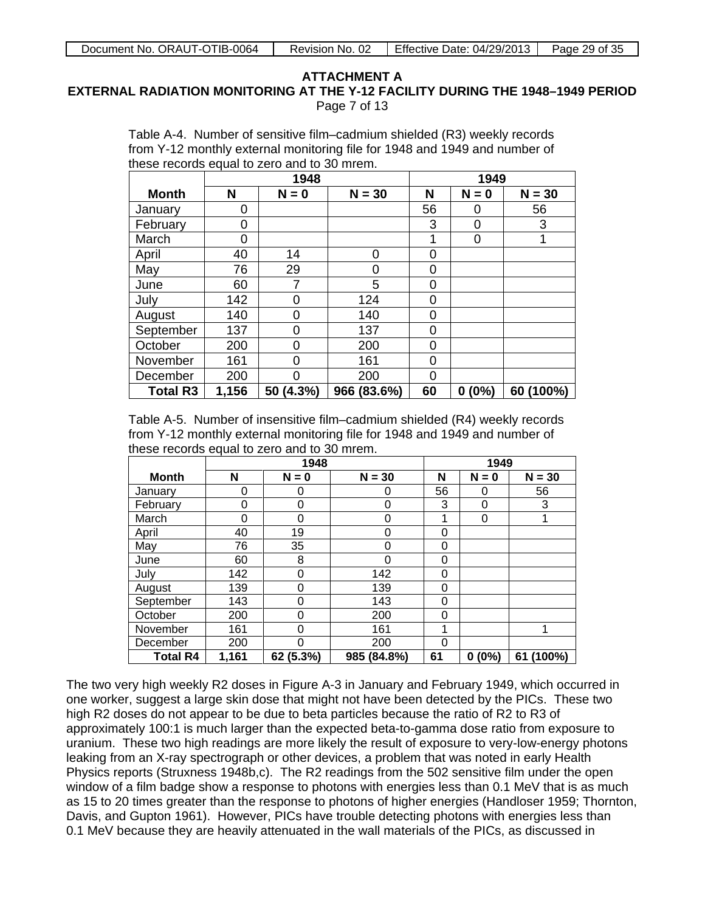**ATTACHMENT A**

**EXTERNAL RADIATION MONITORING AT THE Y-12 FACILITY DURING THE 1948–1949 PERIOD**

Page 7 of 13

Table A-4. Number of sensitive film–cadmium shielded (R3) weekly records from Y-12 monthly external monitoring file for 1948 and 1949 and number of these records equal to zero and to 30 mrem.

| | 1948 | | | 1949 | | |
|---|---|---|---|---|---|---|
| **Month** | **N** | **N = 0** | **N = 30** | **N** | **N = 0** | **N = 30** |
| January | 0 | | | 56 | 0 | 56 |
| February | 0 | | | 3 | 0 | 3 |
| March | 0 | | | 1 | 0 | 1 |
| April | 40 | 14 | 0 | 0 | | |
| May | 76 | 29 | 0 | 0 | | |
| June | 60 | 7 | 5 | 0 | | |
| July | 142 | 0 | 124 | 0 | | |
| August | 140 | 0 | 140 | 0 | | |
| September | 137 | 0 | 137 | 0 | | |
| October | 200 | 0 | 200 | 0 | | |
| November | 161 | 0 | 161 | 0 | | |
| December | 200 | 0 | 200 | 0 | | |
| **Total R3** | **1,156** | **50 (4.3%)** | **966 (83.6%)** | **60** | **0 (0%)** | **60 (100%)** |

Table A-5. Number of insensitive film–cadmium shielded (R4) weekly records from Y-12 monthly external monitoring file for 1948 and 1949 and number of these records equal to zero and to 30 mrem.

| | 1948 | | | 1949 | | |
|---|---|---|---|---|---|---|
| **Month** | **N** | **N = 0** | **N = 30** | **N** | **N = 0** | **N = 30** |
| January | 0 | 0 | 0 | 56 | 0 | 56 |
| February | 0 | 0 | 0 | 3 | 0 | 3 |
| March | 0 | 0 | 0 | 1 | 0 | 1 |
| April | 40 | 19 | 0 | 0 | | |
| May | 76 | 35 | 0 | 0 | | |
| June | 60 | 8 | 0 | 0 | | |
| July | 142 | 0 | 142 | 0 | | |
| August | 139 | 0 | 139 | 0 | | |
| September | 143 | 0 | 143 | 0 | | |
| October | 200 | 0 | 200 | 0 | | |
| November | 161 | 0 | 161 | 1 | | 1 |
| December | 200 | 0 | 200 | 0 | | |
| **Total R4** | **1,161** | **62 (5.3%)** | **985 (84.8%)** | **61** | **0 (0%)** | **61 (100%)** |

The two very high weekly R2 doses in Figure A-3 in January and February 1949, which occurred in one worker, suggest a large skin dose that might not have been detected by the PICs. These two high R2 doses do not appear to be due to beta particles because the ratio of R2 to R3 of approximately 100:1 is much larger than the expected beta-to-gamma dose ratio from exposure to uranium. These two high readings are more likely the result of exposure to very-low-energy photons leaking from an X-ray spectrograph or other devices, a problem that was noted in early Health Physics reports (Struxness 1948b,c). The R2 readings from the 502 sensitive film under the open window of a film badge show a response to photons with energies less than 0.1 MeV that is as much as 15 to 20 times greater than the response to photons of higher energies (Handloser 1959; Thornton, Davis, and Gupton 1961). However, PICs have trouble detecting photons with energies less than 0.1 MeV because they are heavily attenuated in the wall materials of the PICs, as discussed in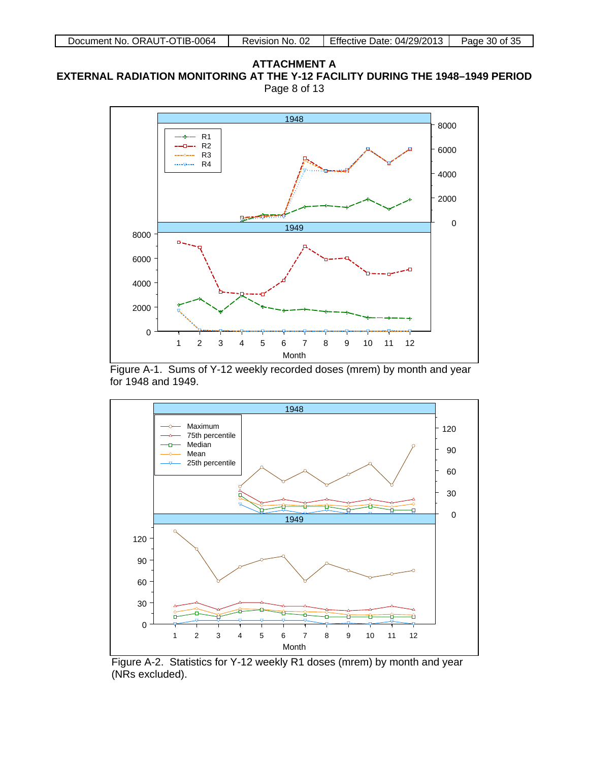# ATTACHMENT A
## EXTERNAL RADIATION MONITORING AT THE Y-12 FACILITY DURING THE 1948–1949 PERIOD
Page 8 of 13

Figure A-1. Sums of Y-12 weekly recorded doses (mrem) by month and year for 1948 and 1949.

Figure A-2. Statistics for Y-12 weekly R1 doses (mrem) by month and year (NRs excluded).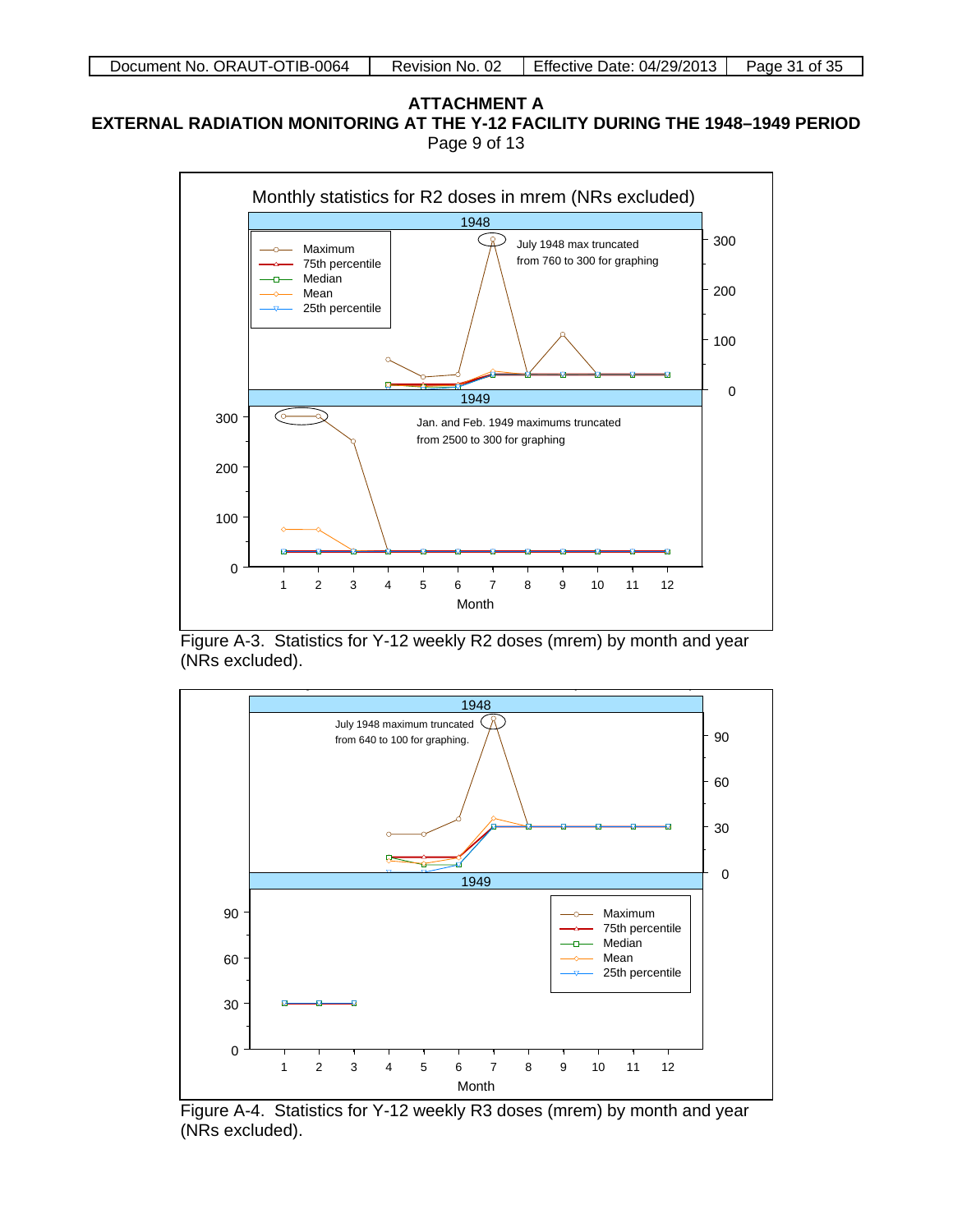# ATTACHMENT A
## EXTERNAL RADIATION MONITORING AT THE Y-12 FACILITY DURING THE 1948–1949 PERIOD
Page 9 of 13

Monthly statistics for R2 doses in mrem (NRs excluded)

July 1948 max truncated from 760 to 300 for graphing

Jan. and Feb. 1949 maximums truncated from 2500 to 300 for graphing

Figure A-3. Statistics for Y-12 weekly R2 doses (mrem) by month and year (NRs excluded).

July 1948 maximum truncated from 640 to 100 for graphing.

Figure A-4. Statistics for Y-12 weekly R3 doses (mrem) by month and year (NRs excluded).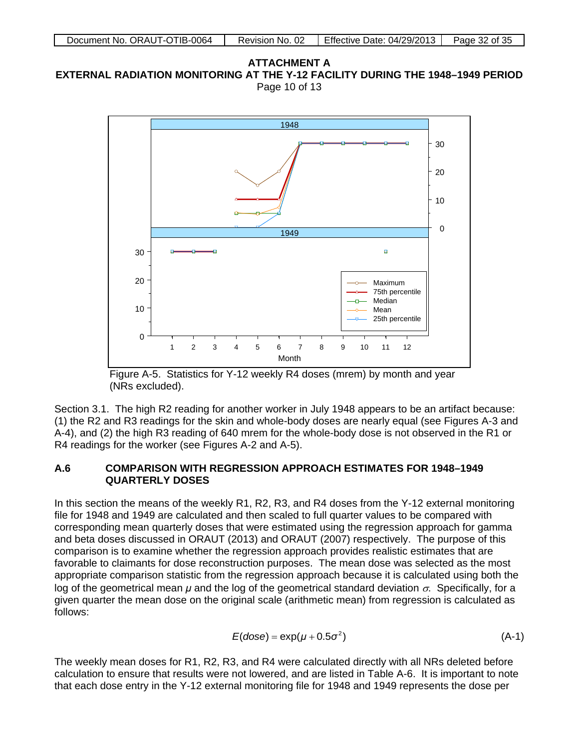# ATTACHMENT A
## EXTERNAL RADIATION MONITORING AT THE Y-12 FACILITY DURING THE 1948–1949 PERIOD
Page 10 of 13

Figure A-5. Statistics for Y-12 weekly R4 doses (mrem) by month and year (NRs excluded).

Section 3.1. The high R2 reading for another worker in July 1948 appears to be an artifact because: (1) the R2 and R3 readings for the skin and whole-body doses are nearly equal (see Figures A-3 and A-4), and (2) the high R3 reading of 640 mrem for the whole-body dose is not observed in the R1 or R4 readings for the worker (see Figures A-2 and A-5).

### A.6 COMPARISON WITH REGRESSION APPROACH ESTIMATES FOR 1948–1949 QUARTERLY DOSES

In this section the means of the weekly R1, R2, R3, and R4 doses from the Y-12 external monitoring file for 1948 and 1949 are calculated and then scaled to full quarter values to be compared with corresponding mean quarterly doses that were estimated using the regression approach for gamma and beta doses discussed in ORAUT (2013) and ORAUT (2007) respectively. The purpose of this comparison is to examine whether the regression approach provides realistic estimates that are favorable to claimants for dose reconstruction purposes. The mean dose was selected as the most appropriate comparison statistic from the regression approach because it is calculated using both the log of the geometrical mean $\mu$ and the log of the geometrical standard deviation $\sigma$. Specifically, for a given quarter the mean dose on the original scale (arithmetic mean) from regression is calculated as follows:

$$E(dose) = \exp(\mu + 0.5\sigma^2) \tag{A-1}$$

The weekly mean doses for R1, R2, R3, and R4 were calculated directly with all NRs deleted before calculation to ensure that results were not lowered, and are listed in Table A-6. It is important to note that each dose entry in the Y-12 external monitoring file for 1948 and 1949 represents the dose per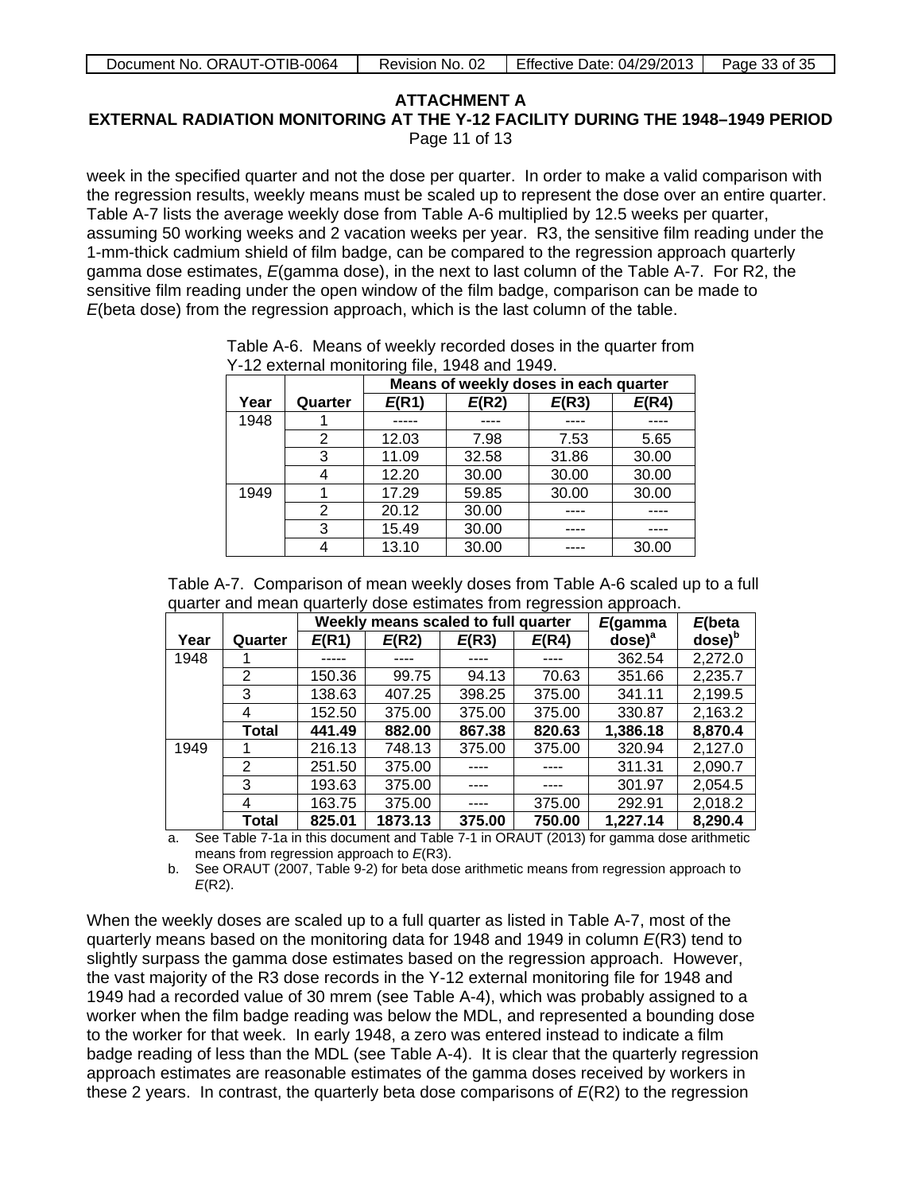**ATTACHMENT A**
**EXTERNAL RADIATION MONITORING AT THE Y-12 FACILITY DURING THE 1948–1949 PERIOD**
Page 11 of 13

week in the specified quarter and not the dose per quarter. In order to make a valid comparison with the regression results, weekly means must be scaled up to represent the dose over an entire quarter. Table A-7 lists the average weekly dose from Table A-6 multiplied by 12.5 weeks per quarter, assuming 50 working weeks and 2 vacation weeks per year. R3, the sensitive film reading under the 1-mm-thick cadmium shield of film badge, can be compared to the regression approach quarterly gamma dose estimates, *E*(gamma dose), in the next to last column of the Table A-7. For R2, the sensitive film reading under the open window of the film badge, comparison can be made to *E*(beta dose) from the regression approach, which is the last column of the table.

Table A-6. Means of weekly recorded doses in the quarter from Y-12 external monitoring file, 1948 and 1949.

| | | Means of weekly doses in each quarter | | | |
|---|---|---|---|---|---|
| **Year** | **Quarter** | ***E*(R1)** | ***E*(R2)** | ***E*(R3)** | ***E*(R4)** |
| 1948 | 1 | ----- | ---- | ---- | ---- |
| | 2 | 12.03 | 7.98 | 7.53 | 5.65 |
| | 3 | 11.09 | 32.58 | 31.86 | 30.00 |
| | 4 | 12.20 | 30.00 | 30.00 | 30.00 |
| 1949 | 1 | 17.29 | 59.85 | 30.00 | 30.00 |
| | 2 | 20.12 | 30.00 | ---- | ---- |
| | 3 | 15.49 | 30.00 | ---- | ---- |
| | 4 | 13.10 | 30.00 | ---- | 30.00 |

Table A-7. Comparison of mean weekly doses from Table A-6 scaled up to a full quarter and mean quarterly dose estimates from regression approach.

| | | Weekly means scaled to full quarter | | | | *E*(gamma | *E*(beta |
|---|---|---|---|---|---|---|---|
| **Year** | **Quarter** | ***E*(R1)** | ***E*(R2)** | ***E*(R3)** | ***E*(R4)** | **dose)[a]** | **dose)[b]** |
| 1948 | 1 | ----- | ---- | ---- | ---- | 362.54 | 2,272.0 |
| | 2 | 150.36 | 99.75 | 94.13 | 70.63 | 351.66 | 2,235.7 |
| | 3 | 138.63 | 407.25 | 398.25 | 375.00 | 341.11 | 2,199.5 |
| | 4 | 152.50 | 375.00 | 375.00 | 375.00 | 330.87 | 2,163.2 |
| | **Total** | **441.49** | **882.00** | **867.38** | **820.63** | **1,386.18** | **8,870.4** |
| 1949 | 1 | 216.13 | 748.13 | 375.00 | 375.00 | 320.94 | 2,127.0 |
| | 2 | 251.50 | 375.00 | ---- | ---- | 311.31 | 2,090.7 |
| | 3 | 193.63 | 375.00 | ---- | ---- | 301.97 | 2,054.5 |
| | 4 | 163.75 | 375.00 | ---- | 375.00 | 292.91 | 2,018.2 |
| | **Total** | **825.01** | **1873.13** | **375.00** | **750.00** | **1,227.14** | **8,290.4** |

a. See Table 7-1a in this document and Table 7-1 in ORAUT (2013) for gamma dose arithmetic means from regression approach to *E*(R3).

b. See ORAUT (2007, Table 9-2) for beta dose arithmetic means from regression approach to *E*(R2).

When the weekly doses are scaled up to a full quarter as listed in Table A-7, most of the quarterly means based on the monitoring data for 1948 and 1949 in column *E*(R3) tend to slightly surpass the gamma dose estimates based on the regression approach. However, the vast majority of the R3 dose records in the Y-12 external monitoring file for 1948 and 1949 had a recorded value of 30 mrem (see Table A-4), which was probably assigned to a worker when the film badge reading was below the MDL, and represented a bounding dose to the worker for that week. In early 1948, a zero was entered instead to indicate a film badge reading of less than the MDL (see Table A-4). It is clear that the quarterly regression approach estimates are reasonable estimates of the gamma doses received by workers in these 2 years. In contrast, the quarterly beta dose comparisons of *E*(R2) to the regression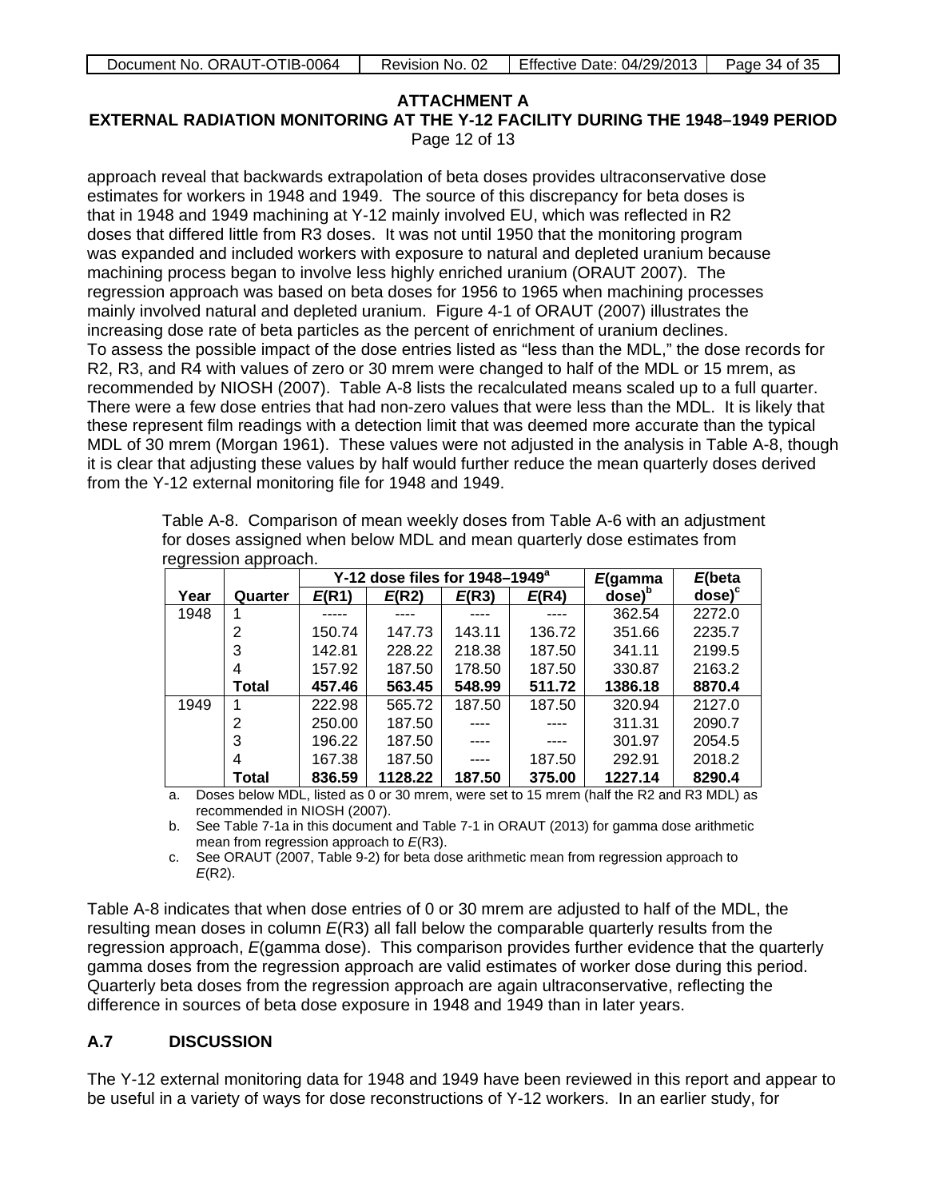**ATTACHMENT A**
**EXTERNAL RADIATION MONITORING AT THE Y-12 FACILITY DURING THE 1948–1949 PERIOD**
Page 12 of 13

approach reveal that backwards extrapolation of beta doses provides ultraconservative dose estimates for workers in 1948 and 1949. The source of this discrepancy for beta doses is that in 1948 and 1949 machining at Y-12 mainly involved EU, which was reflected in R2 doses that differed little from R3 doses. It was not until 1950 that the monitoring program was expanded and included workers with exposure to natural and depleted uranium because machining process began to involve less highly enriched uranium (ORAUT 2007). The regression approach was based on beta doses for 1956 to 1965 when machining processes mainly involved natural and depleted uranium. Figure 4-1 of ORAUT (2007) illustrates the increasing dose rate of beta particles as the percent of enrichment of uranium declines.
To assess the possible impact of the dose entries listed as "less than the MDL," the dose records for R2, R3, and R4 with values of zero or 30 mrem were changed to half of the MDL or 15 mrem, as recommended by NIOSH (2007). Table A-8 lists the recalculated means scaled up to a full quarter. There were a few dose entries that had non-zero values that were less than the MDL. It is likely that these represent film readings with a detection limit that was deemed more accurate than the typical MDL of 30 mrem (Morgan 1961). These values were not adjusted in the analysis in Table A-8, though it is clear that adjusting these values by half would further reduce the mean quarterly doses derived from the Y-12 external monitoring file for 1948 and 1949.

Table A-8. Comparison of mean weekly doses from Table A-6 with an adjustment for doses assigned when below MDL and mean quarterly dose estimates from regression approach.

| | | Y-12 dose files for 1948–1949[a] | | | | *E*(gamma dose)[b] | *E*(beta dose)[c] |
|---|---|---|---|---|---|---|---|
| **Year** | **Quarter** | ***E*(R1)** | ***E*(R2)** | ***E*(R3)** | ***E*(R4)** | | |
| 1948 | 1 | ----- | ---- | ---- | ---- | 362.54 | 2272.0 |
| | 2 | 150.74 | 147.73 | 143.11 | 136.72 | 351.66 | 2235.7 |
| | 3 | 142.81 | 228.22 | 218.38 | 187.50 | 341.11 | 2199.5 |
| | 4 | 157.92 | 187.50 | 178.50 | 187.50 | 330.87 | 2163.2 |
| | **Total** | **457.46** | **563.45** | **548.99** | **511.72** | **1386.18** | **8870.4** |
| 1949 | 1 | 222.98 | 565.72 | 187.50 | 187.50 | 320.94 | 2127.0 |
| | 2 | 250.00 | 187.50 | ---- | ---- | 311.31 | 2090.7 |
| | 3 | 196.22 | 187.50 | ---- | ---- | 301.97 | 2054.5 |
| | 4 | 167.38 | 187.50 | ---- | 187.50 | 292.91 | 2018.2 |
| | **Total** | **836.59** | **1128.22** | **187.50** | **375.00** | **1227.14** | **8290.4** |

a. Doses below MDL, listed as 0 or 30 mrem, were set to 15 mrem (half the R2 and R3 MDL) as recommended in NIOSH (2007).
b. See Table 7-1a in this document and Table 7-1 in ORAUT (2013) for gamma dose arithmetic mean from regression approach to *E*(R3).
c. See ORAUT (2007, Table 9-2) for beta dose arithmetic mean from regression approach to *E*(R2).

Table A-8 indicates that when dose entries of 0 or 30 mrem are adjusted to half of the MDL, the resulting mean doses in column *E*(R3) all fall below the comparable quarterly results from the regression approach, *E*(gamma dose). This comparison provides further evidence that the quarterly gamma doses from the regression approach are valid estimates of worker dose during this period. Quarterly beta doses from the regression approach are again ultraconservative, reflecting the difference in sources of beta dose exposure in 1948 and 1949 than in later years.

## A.7 DISCUSSION

The Y-12 external monitoring data for 1948 and 1949 have been reviewed in this report and appear to be useful in a variety of ways for dose reconstructions of Y-12 workers. In an earlier study, for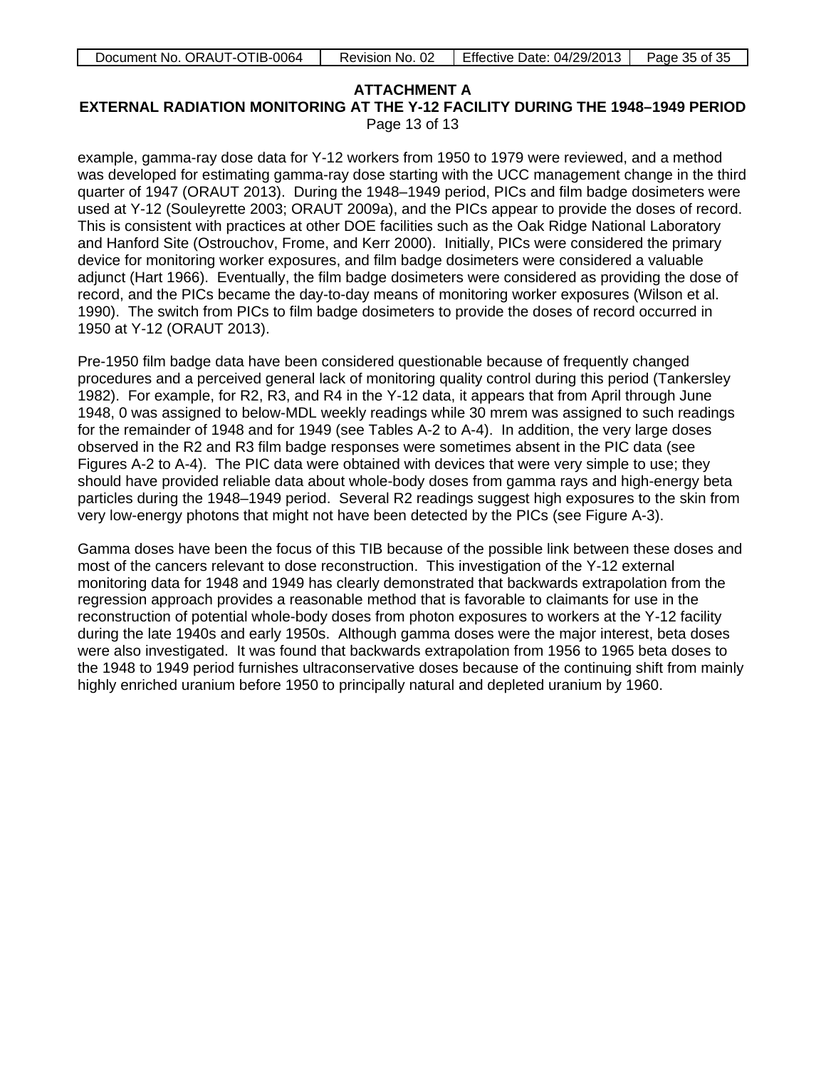**ATTACHMENT A**
**EXTERNAL RADIATION MONITORING AT THE Y-12 FACILITY DURING THE 1948–1949 PERIOD**
Page 13 of 13

example, gamma-ray dose data for Y-12 workers from 1950 to 1979 were reviewed, and a method was developed for estimating gamma-ray dose starting with the UCC management change in the third quarter of 1947 (ORAUT 2013). During the 1948–1949 period, PICs and film badge dosimeters were used at Y-12 (Souleyrette 2003; ORAUT 2009a), and the PICs appear to provide the doses of record. This is consistent with practices at other DOE facilities such as the Oak Ridge National Laboratory and Hanford Site (Ostrouchov, Frome, and Kerr 2000). Initially, PICs were considered the primary device for monitoring worker exposures, and film badge dosimeters were considered a valuable adjunct (Hart 1966). Eventually, the film badge dosimeters were considered as providing the dose of record, and the PICs became the day-to-day means of monitoring worker exposures (Wilson et al. 1990). The switch from PICs to film badge dosimeters to provide the doses of record occurred in 1950 at Y-12 (ORAUT 2013).

Pre-1950 film badge data have been considered questionable because of frequently changed procedures and a perceived general lack of monitoring quality control during this period (Tankersley 1982). For example, for R2, R3, and R4 in the Y-12 data, it appears that from April through June 1948, 0 was assigned to below-MDL weekly readings while 30 mrem was assigned to such readings for the remainder of 1948 and for 1949 (see Tables A-2 to A-4). In addition, the very large doses observed in the R2 and R3 film badge responses were sometimes absent in the PIC data (see Figures A-2 to A-4). The PIC data were obtained with devices that were very simple to use; they should have provided reliable data about whole-body doses from gamma rays and high-energy beta particles during the 1948–1949 period. Several R2 readings suggest high exposures to the skin from very low-energy photons that might not have been detected by the PICs (see Figure A-3).

Gamma doses have been the focus of this TIB because of the possible link between these doses and most of the cancers relevant to dose reconstruction. This investigation of the Y-12 external monitoring data for 1948 and 1949 has clearly demonstrated that backwards extrapolation from the regression approach provides a reasonable method that is favorable to claimants for use in the reconstruction of potential whole-body doses from photon exposures to workers at the Y-12 facility during the late 1940s and early 1950s. Although gamma doses were the major interest, beta doses were also investigated. It was found that backwards extrapolation from 1956 to 1965 beta doses to the 1948 to 1949 period furnishes ultraconservative doses because of the continuing shift from mainly highly enriched uranium before 1950 to principally natural and depleted uranium by 1960.